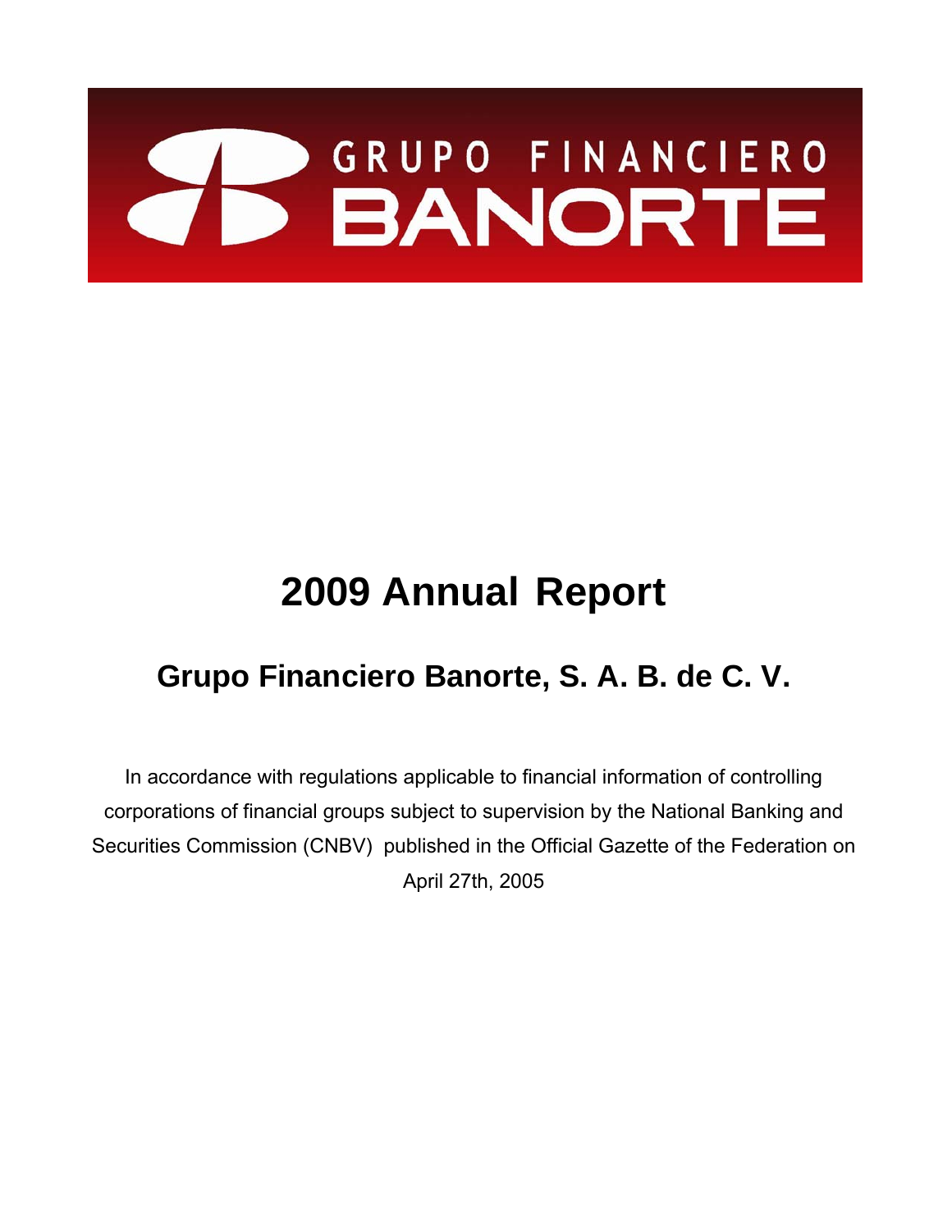GRUPO FINANCIERO BANORTE

# 2009 Annual Report

## Grupo Financiero Banorte, S. A. B. de C. V.

In accordance with regulations applicable to financial information of controlling corporations of financial groups subject to supervision by the National Banking and Securities Commission (CNBV) published in the Official Gazette of the Federation on April 27th, 2005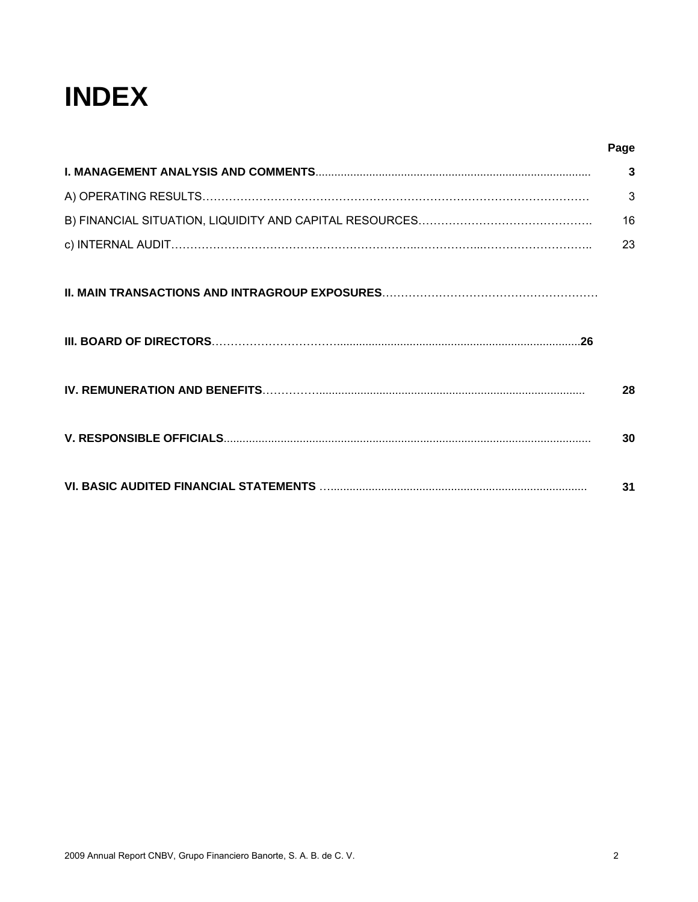# INDEX

| | Page |
|---|---|
| **I. MANAGEMENT ANALYSIS AND COMMENTS** | **3** |
| A) OPERATING RESULTS | 3 |
| B) FINANCIAL SITUATION, LIQUIDITY AND CAPITAL RESOURCES | 16 |
| c) INTERNAL AUDIT | 23 |
| **II. MAIN TRANSACTIONS AND INTRAGROUP EXPOSURES** | |
| **III. BOARD OF DIRECTORS** | **26** |
| **IV. REMUNERATION AND BENEFITS** | **28** |
| **V. RESPONSIBLE OFFICIALS** | **30** |
| **VI. BASIC AUDITED FINANCIAL STATEMENTS** | **31** |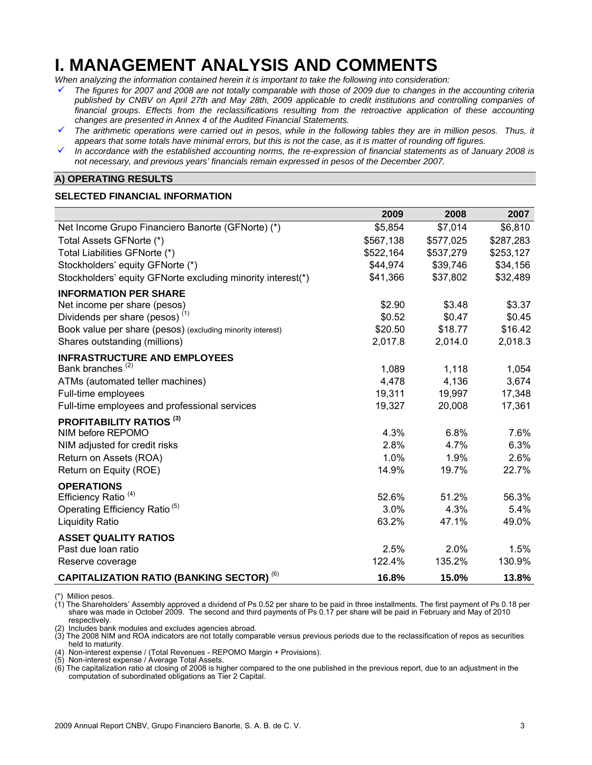# I. MANAGEMENT ANALYSIS AND COMMENTS

*When analyzing the information contained herein it is important to take the following into consideration:*

- ✓ *The figures for 2007 and 2008 are not totally comparable with those of 2009 due to changes in the accounting criteria published by CNBV on April 27th and May 28th, 2009 applicable to credit institutions and controlling companies of financial groups. Effects from the reclassifications resulting from the retroactive application of these accounting changes are presented in Annex 4 of the Audited Financial Statements.*
- ✓ *The arithmetic operations were carried out in pesos, while in the following tables they are in million pesos. Thus, it appears that some totals have minimal errors, but this is not the case, as it is matter of rounding off figures.*
- ✓ *In accordance with the established accounting norms, the re-expression of financial statements as of January 2008 is not necessary, and previous years' financials remain expressed in pesos of the December 2007.*

## A) OPERATING RESULTS

### SELECTED FINANCIAL INFORMATION

| | 2009 | 2008 | 2007 |
|---|---|---|---|
| Net Income Grupo Financiero Banorte (GFNorte) (*) | $5,854 | $7,014 | $6,810 |
| Total Assets GFNorte (*) | $567,138 | $577,025 | $287,283 |
| Total Liabilities GFNorte (*) | $522,164 | $537,279 | $253,127 |
| Stockholders' equity GFNorte (*) | $44,974 | $39,746 | $34,156 |
| Stockholders' equity GFNorte excluding minority interest(*) | $41,366 | $37,802 | $32,489 |
| **INFORMATION PER SHARE** | | | |
| Net income per share (pesos) | $2.90 | $3.48 | $3.37 |
| Dividends per share (pesos) [1] | $0.52 | $0.47 | $0.45 |
| Book value per share (pesos) (excluding minority interest) | $20.50 | $18.77 | $16.42 |
| Shares outstanding (millions) | 2,017.8 | 2,014.0 | 2,018.3 |
| **INFRASTRUCTURE AND EMPLOYEES** | | | |
| Bank branches [2] | 1,089 | 1,118 | 1,054 |
| ATMs (automated teller machines) | 4,478 | 4,136 | 3,674 |
| Full-time employees | 19,311 | 19,997 | 17,348 |
| Full-time employees and professional services | 19,327 | 20,008 | 17,361 |
| **PROFITABILITY RATIOS [3]** | | | |
| NIM before REPOMO | 4.3% | 6.8% | 7.6% |
| NIM adjusted for credit risks | 2.8% | 4.7% | 6.3% |
| Return on Assets (ROA) | 1.0% | 1.9% | 2.6% |
| Return on Equity (ROE) | 14.9% | 19.7% | 22.7% |
| **OPERATIONS** | | | |
| Efficiency Ratio [4] | 52.6% | 51.2% | 56.3% |
| Operating Efficiency Ratio [5] | 3.0% | 4.3% | 5.4% |
| Liquidity Ratio | 63.2% | 47.1% | 49.0% |
| **ASSET QUALITY RATIOS** | | | |
| Past due loan ratio | 2.5% | 2.0% | 1.5% |
| Reserve coverage | 122.4% | 135.2% | 130.9% |
| **CAPITALIZATION RATIO (BANKING SECTOR) [6]** | **16.8%** | **15.0%** | **13.8%** |

(*) Million pesos.
(1) The Shareholders' Assembly approved a dividend of Ps 0.52 per share to be paid in three installments. The first payment of Ps 0.18 per share was made in October 2009. The second and third payments of Ps 0.17 per share will be paid in February and May of 2010 respectively.
(2) Includes bank modules and excludes agencies abroad.
(3) The 2008 NIM and ROA indicators are not totally comparable versus previous periods due to the reclassification of repos as securities held to maturity.
(4) Non-interest expense / (Total Revenues - REPOMO Margin + Provisions).
(5) Non-interest expense / Average Total Assets.
(6) The capitalization ratio at closing of 2008 is higher compared to the one published in the previous report, due to an adjustment in the computation of subordinated obligations as Tier 2 Capital.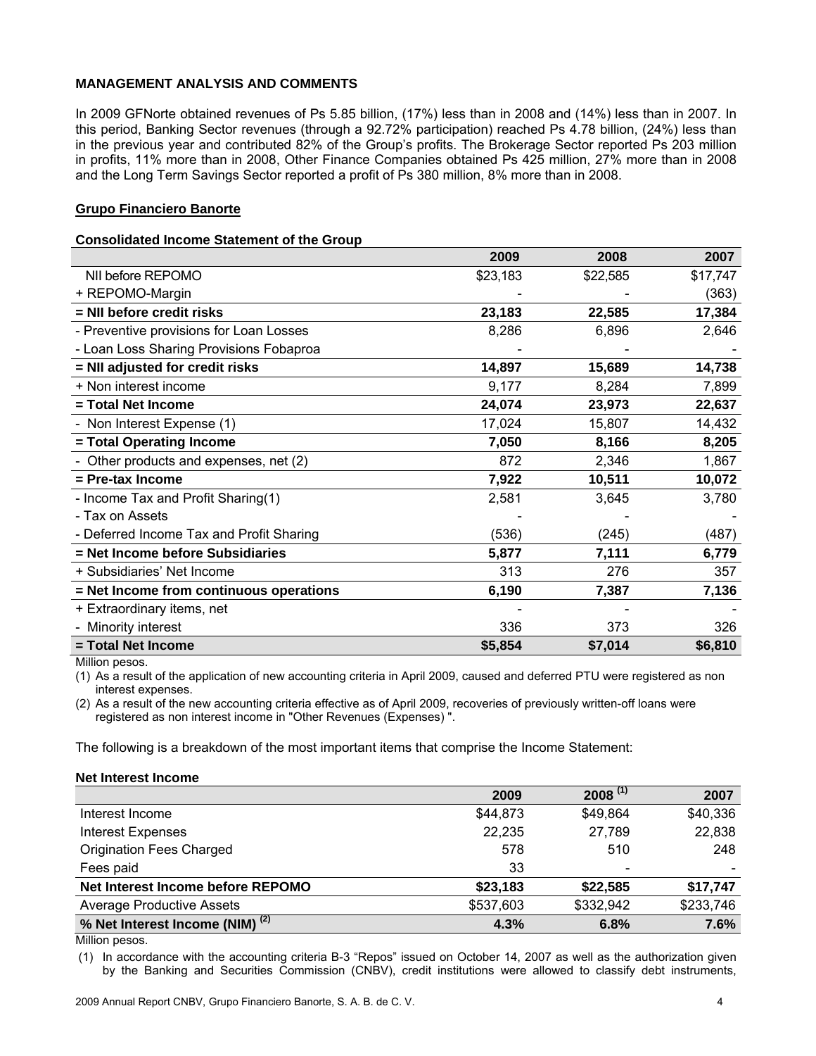## MANAGEMENT ANALYSIS AND COMMENTS

In 2009 GFNorte obtained revenues of Ps 5.85 billion, (17%) less than in 2008 and (14%) less than in 2007. In this period, Banking Sector revenues (through a 92.72% participation) reached Ps 4.78 billion, (24%) less than in the previous year and contributed 82% of the Group's profits. The Brokerage Sector reported Ps 203 million in profits, 11% more than in 2008, Other Finance Companies obtained Ps 425 million, 27% more than in 2008 and the Long Term Savings Sector reported a profit of Ps 380 million, 8% more than in 2008.

### Grupo Financiero Banorte

**Consolidated Income Statement of the Group**

| | 2009 | 2008 | 2007 |
|---|---|---|---|
| NII before REPOMO | $23,183 | $22,585 | $17,747 |
| + REPOMO-Margin | - | - | (363) |
| **= NII before credit risks** | **23,183** | **22,585** | **17,384** |
| - Preventive provisions for Loan Losses | 8,286 | 6,896 | 2,646 |
| - Loan Loss Sharing Provisions Fobaproa | - | - | - |
| **= NII adjusted for credit risks** | **14,897** | **15,689** | **14,738** |
| + Non interest income | 9,177 | 8,284 | 7,899 |
| **= Total Net Income** | **24,074** | **23,973** | **22,637** |
| - Non Interest Expense (1) | 17,024 | 15,807 | 14,432 |
| **= Total Operating Income** | **7,050** | **8,166** | **8,205** |
| - Other products and expenses, net (2) | 872 | 2,346 | 1,867 |
| **= Pre-tax Income** | **7,922** | **10,511** | **10,072** |
| - Income Tax and Profit Sharing(1) | 2,581 | 3,645 | 3,780 |
| - Tax on Assets | - | - | - |
| - Deferred Income Tax and Profit Sharing | (536) | (245) | (487) |
| **= Net Income before Subsidiaries** | **5,877** | **7,111** | **6,779** |
| + Subsidiaries' Net Income | 313 | 276 | 357 |
| **= Net Income from continuous operations** | **6,190** | **7,387** | **7,136** |
| + Extraordinary items, net | - | - | - |
| - Minority interest | 336 | 373 | 326 |
| **= Total Net Income** | **$5,854** | **$7,014** | **$6,810** |

Million pesos.

(1) As a result of the application of new accounting criteria in April 2009, caused and deferred PTU were registered as non interest expenses.

(2) As a result of the new accounting criteria effective as of April 2009, recoveries of previously written-off loans were registered as non interest income in "Other Revenues (Expenses) ".

The following is a breakdown of the most important items that comprise the Income Statement:

**Net Interest Income**

| | 2009 | 2008 (1) | 2007 |
|---|---|---|---|
| Interest Income | $44,873 | $49,864 | $40,336 |
| Interest Expenses | 22,235 | 27,789 | 22,838 |
| Origination Fees Charged | 578 | 510 | 248 |
| Fees paid | 33 | - | - |
| **Net Interest Income before REPOMO** | **$23,183** | **$22,585** | **$17,747** |
| Average Productive Assets | $537,603 | $332,942 | $233,746 |
| **% Net Interest Income (NIM) (2)** | **4.3%** | **6.8%** | **7.6%** |

Million pesos.

(1) In accordance with the accounting criteria B-3 "Repos" issued on October 14, 2007 as well as the authorization given by the Banking and Securities Commission (CNBV), credit institutions were allowed to classify debt instruments,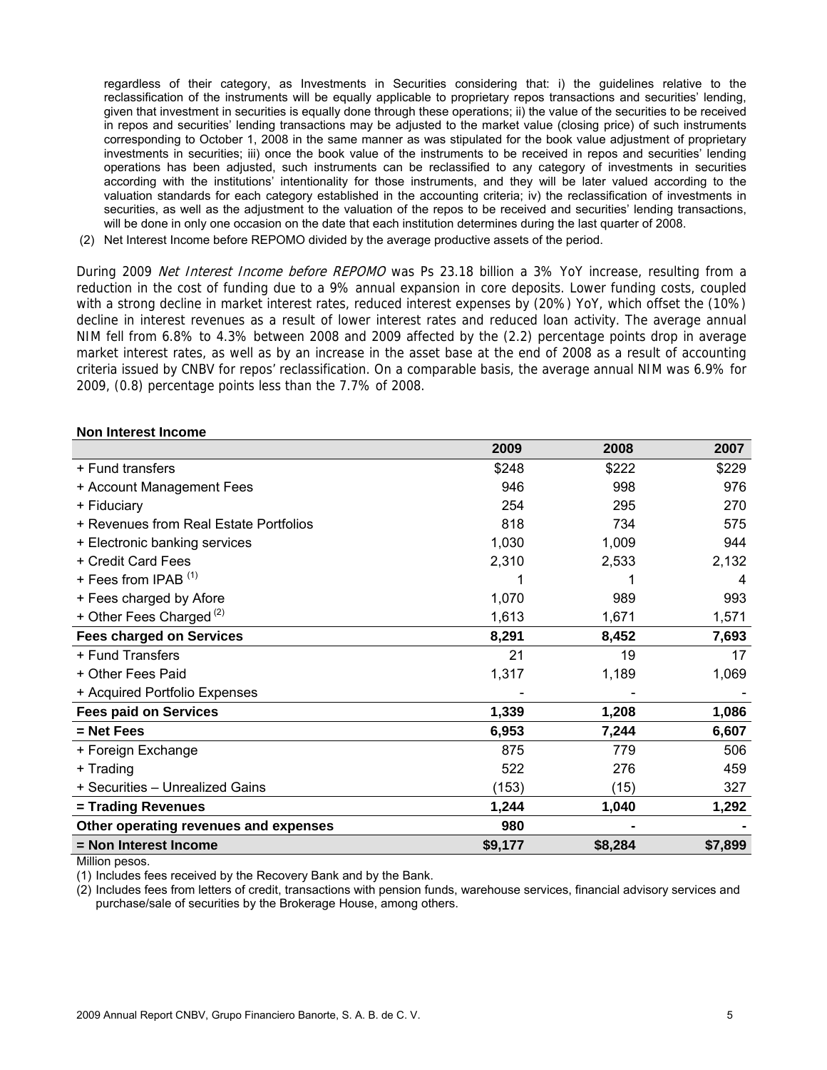regardless of their category, as Investments in Securities considering that: i) the guidelines relative to the reclassification of the instruments will be equally applicable to proprietary repos transactions and securities' lending, given that investment in securities is equally done through these operations; ii) the value of the securities to be received in repos and securities' lending transactions may be adjusted to the market value (closing price) of such instruments corresponding to October 1, 2008 in the same manner as was stipulated for the book value adjustment of proprietary investments in securities; iii) once the book value of the instruments to be received in repos and securities' lending operations has been adjusted, such instruments can be reclassified to any category of investments in securities according with the institutions' intentionality for those instruments, and they will be later valued according to the valuation standards for each category established in the accounting criteria; iv) the reclassification of investments in securities, as well as the adjustment to the valuation of the repos to be received and securities' lending transactions, will be done in only one occasion on the date that each institution determines during the last quarter of 2008.

(2) Net Interest Income before REPOMO divided by the average productive assets of the period.

During 2009 *Net Interest Income before REPOMO* was Ps 23.18 billion a 3% YoY increase, resulting from a reduction in the cost of funding due to a 9% annual expansion in core deposits. Lower funding costs, coupled with a strong decline in market interest rates, reduced interest expenses by (20%) YoY, which offset the (10%) decline in interest revenues as a result of lower interest rates and reduced loan activity. The average annual NIM fell from 6.8% to 4.3% between 2008 and 2009 affected by the (2.2) percentage points drop in average market interest rates, as well as by an increase in the asset base at the end of 2008 as a result of accounting criteria issued by CNBV for repos' reclassification. On a comparable basis, the average annual NIM was 6.9% for 2009, (0.8) percentage points less than the 7.7% of 2008.

**Non Interest Income**

| | 2009 | 2008 | 2007 |
|---|---|---|---|
| + Fund transfers | $248 | $222 | $229 |
| + Account Management Fees | 946 | 998 | 976 |
| + Fiduciary | 254 | 295 | 270 |
| + Revenues from Real Estate Portfolios | 818 | 734 | 575 |
| + Electronic banking services | 1,030 | 1,009 | 944 |
| + Credit Card Fees | 2,310 | 2,533 | 2,132 |
| + Fees from IPAB (1) | 1 | 1 | 4 |
| + Fees charged by Afore | 1,070 | 989 | 993 |
| + Other Fees Charged (2) | 1,613 | 1,671 | 1,571 |
| **Fees charged on Services** | **8,291** | **8,452** | **7,693** |
| + Fund Transfers | 21 | 19 | 17 |
| + Other Fees Paid | 1,317 | 1,189 | 1,069 |
| + Acquired Portfolio Expenses | - | - | - |
| **Fees paid on Services** | **1,339** | **1,208** | **1,086** |
| **= Net Fees** | **6,953** | **7,244** | **6,607** |
| + Foreign Exchange | 875 | 779 | 506 |
| + Trading | 522 | 276 | 459 |
| + Securities – Unrealized Gains | (153) | (15) | 327 |
| **= Trading Revenues** | **1,244** | **1,040** | **1,292** |
| **Other operating revenues and expenses** | **980** | **-** | **-** |
| **= Non Interest Income** | **$9,177** | **$8,284** | **$7,899** |

Million pesos.

(1) Includes fees received by the Recovery Bank and by the Bank.

(2) Includes fees from letters of credit, transactions with pension funds, warehouse services, financial advisory services and purchase/sale of securities by the Brokerage House, among others.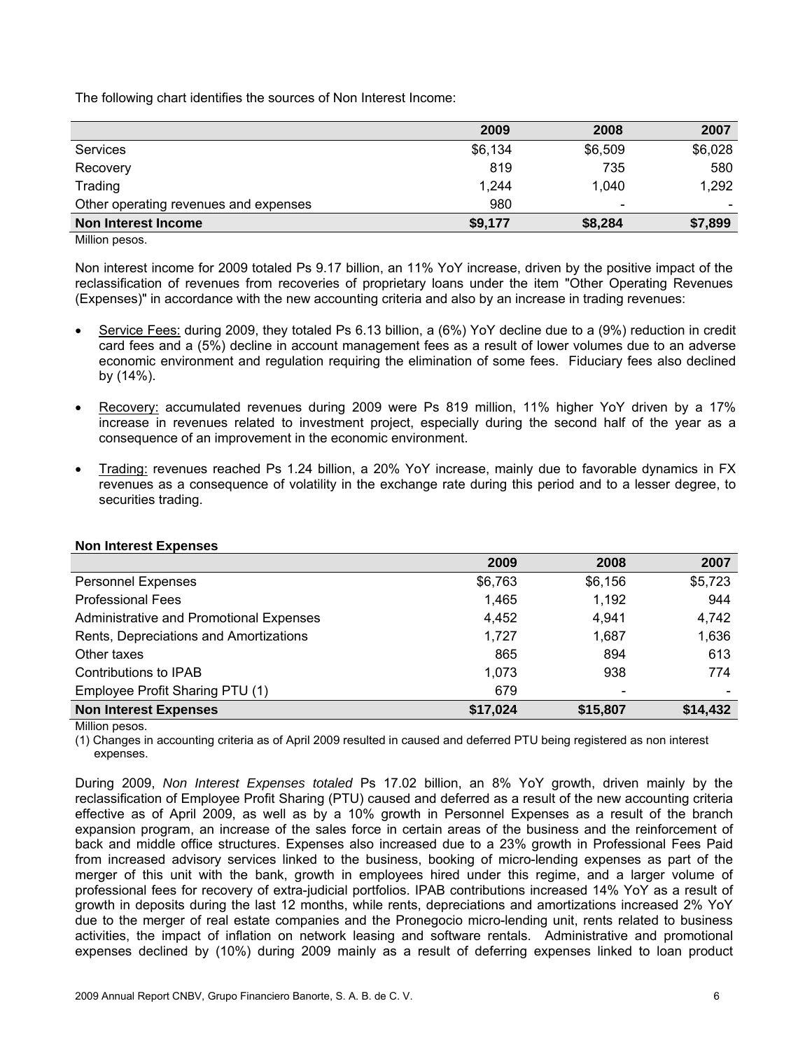The following chart identifies the sources of Non Interest Income:

| | 2009 | 2008 | 2007 |
|---|---|---|---|
| Services | $6,134 | $6,509 | $6,028 |
| Recovery | 819 | 735 | 580 |
| Trading | 1,244 | 1,040 | 1,292 |
| Other operating revenues and expenses | 980 | - | - |
| **Non Interest Income** | **$9,177** | **$8,284** | **$7,899** |

Million pesos.

Non interest income for 2009 totaled Ps 9.17 billion, an 11% YoY increase, driven by the positive impact of the reclassification of revenues from recoveries of proprietary loans under the item "Other Operating Revenues (Expenses)" in accordance with the new accounting criteria and also by an increase in trading revenues:

- Service Fees: during 2009, they totaled Ps 6.13 billion, a (6%) YoY decline due to a (9%) reduction in credit card fees and a (5%) decline in account management fees as a result of lower volumes due to an adverse economic environment and regulation requiring the elimination of some fees. Fiduciary fees also declined by (14%).

- Recovery: accumulated revenues during 2009 were Ps 819 million, 11% higher YoY driven by a 17% increase in revenues related to investment project, especially during the second half of the year as a consequence of an improvement in the economic environment.

- Trading: revenues reached Ps 1.24 billion, a 20% YoY increase, mainly due to favorable dynamics in FX revenues as a consequence of volatility in the exchange rate during this period and to a lesser degree, to securities trading.

**Non Interest Expenses**

| | 2009 | 2008 | 2007 |
|---|---|---|---|
| Personnel Expenses | $6,763 | $6,156 | $5,723 |
| Professional Fees | 1,465 | 1,192 | 944 |
| Administrative and Promotional Expenses | 4,452 | 4,941 | 4,742 |
| Rents, Depreciations and Amortizations | 1,727 | 1,687 | 1,636 |
| Other taxes | 865 | 894 | 613 |
| Contributions to IPAB | 1,073 | 938 | 774 |
| Employee Profit Sharing PTU (1) | 679 | - | - |
| **Non Interest Expenses** | **$17,024** | **$15,807** | **$14,432** |

Million pesos.

(1) Changes in accounting criteria as of April 2009 resulted in caused and deferred PTU being registered as non interest expenses.

During 2009, *Non Interest Expenses totaled* Ps 17.02 billion, an 8% YoY growth, driven mainly by the reclassification of Employee Profit Sharing (PTU) caused and deferred as a result of the new accounting criteria effective as of April 2009, as well as by a 10% growth in Personnel Expenses as a result of the branch expansion program, an increase of the sales force in certain areas of the business and the reinforcement of back and middle office structures. Expenses also increased due to a 23% growth in Professional Fees Paid from increased advisory services linked to the business, booking of micro-lending expenses as part of the merger of this unit with the bank, growth in employees hired under this regime, and a larger volume of professional fees for recovery of extra-judicial portfolios. IPAB contributions increased 14% YoY as a result of growth in deposits during the last 12 months, while rents, depreciations and amortizations increased 2% YoY due to the merger of real estate companies and the Pronegocio micro-lending unit, rents related to business activities, the impact of inflation on network leasing and software rentals. Administrative and promotional expenses declined by (10%) during 2009 mainly as a result of deferring expenses linked to loan product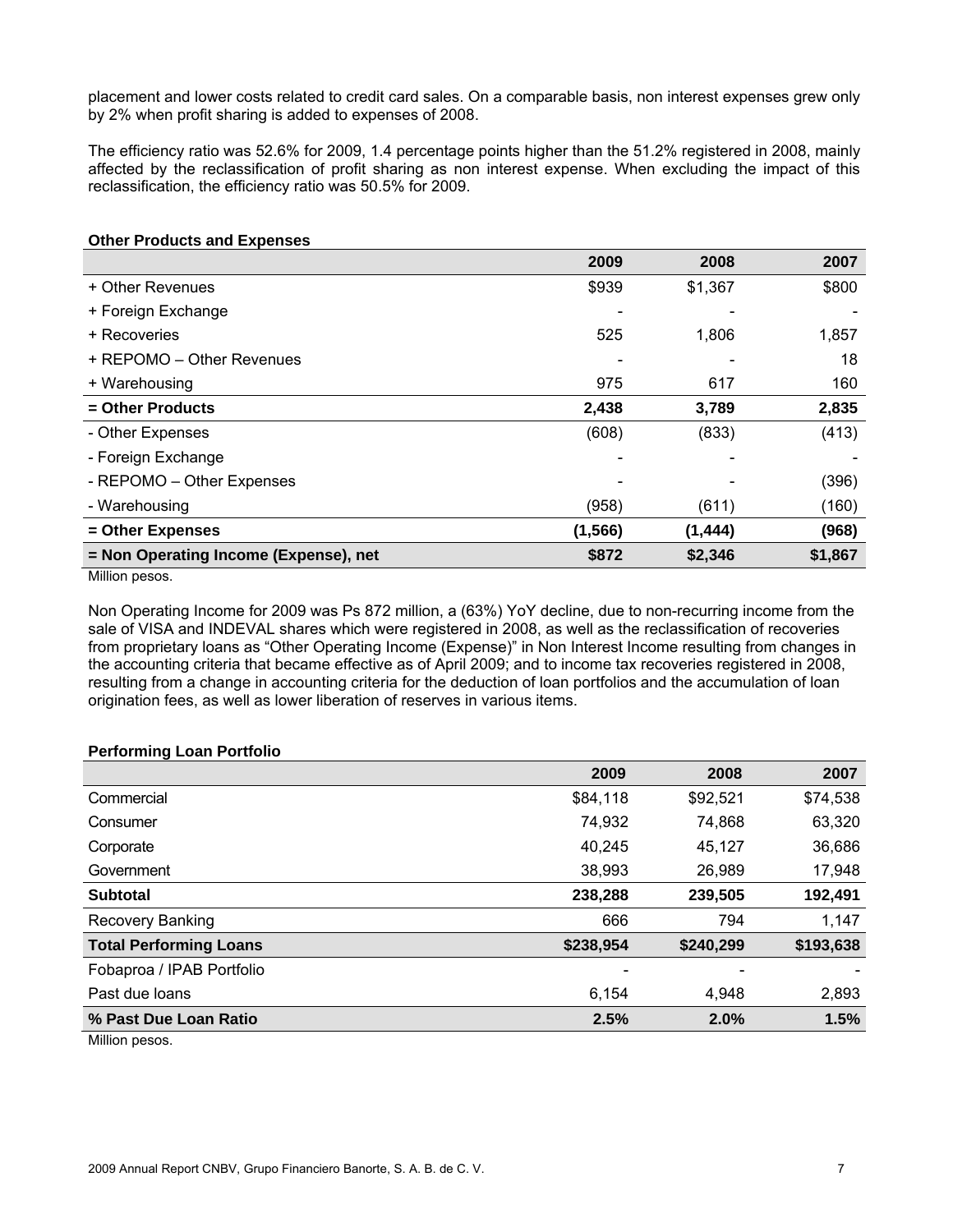placement and lower costs related to credit card sales. On a comparable basis, non interest expenses grew only by 2% when profit sharing is added to expenses of 2008.

The efficiency ratio was 52.6% for 2009, 1.4 percentage points higher than the 51.2% registered in 2008, mainly affected by the reclassification of profit sharing as non interest expense. When excluding the impact of this reclassification, the efficiency ratio was 50.5% for 2009.

**Other Products and Expenses**

| | 2009 | 2008 | 2007 |
|---|---|---|---|
| + Other Revenues | $939 | $1,367 | $800 |
| + Foreign Exchange | - | - | - |
| + Recoveries | 525 | 1,806 | 1,857 |
| + REPOMO – Other Revenues | - | - | 18 |
| + Warehousing | 975 | 617 | 160 |
| **= Other Products** | **2,438** | **3,789** | **2,835** |
| - Other Expenses | (608) | (833) | (413) |
| - Foreign Exchange | - | - | - |
| - REPOMO – Other Expenses | - | - | (396) |
| - Warehousing | (958) | (611) | (160) |
| **= Other Expenses** | **(1,566)** | **(1,444)** | **(968)** |
| **= Non Operating Income (Expense), net** | **$872** | **$2,346** | **$1,867** |

Million pesos.

Non Operating Income for 2009 was Ps 872 million, a (63%) YoY decline, due to non-recurring income from the sale of VISA and INDEVAL shares which were registered in 2008, as well as the reclassification of recoveries from proprietary loans as "Other Operating Income (Expense)" in Non Interest Income resulting from changes in the accounting criteria that became effective as of April 2009; and to income tax recoveries registered in 2008, resulting from a change in accounting criteria for the deduction of loan portfolios and the accumulation of loan origination fees, as well as lower liberation of reserves in various items.

**Performing Loan Portfolio**

| | 2009 | 2008 | 2007 |
|---|---|---|---|
| Commercial | $84,118 | $92,521 | $74,538 |
| Consumer | 74,932 | 74,868 | 63,320 |
| Corporate | 40,245 | 45,127 | 36,686 |
| Government | 38,993 | 26,989 | 17,948 |
| **Subtotal** | **238,288** | **239,505** | **192,491** |
| Recovery Banking | 666 | 794 | 1,147 |
| **Total Performing Loans** | **$238,954** | **$240,299** | **$193,638** |
| Fobaproa / IPAB Portfolio | - | - | - |
| Past due loans | 6,154 | 4,948 | 2,893 |
| **% Past Due Loan Ratio** | **2.5%** | **2.0%** | **1.5%** |

Million pesos.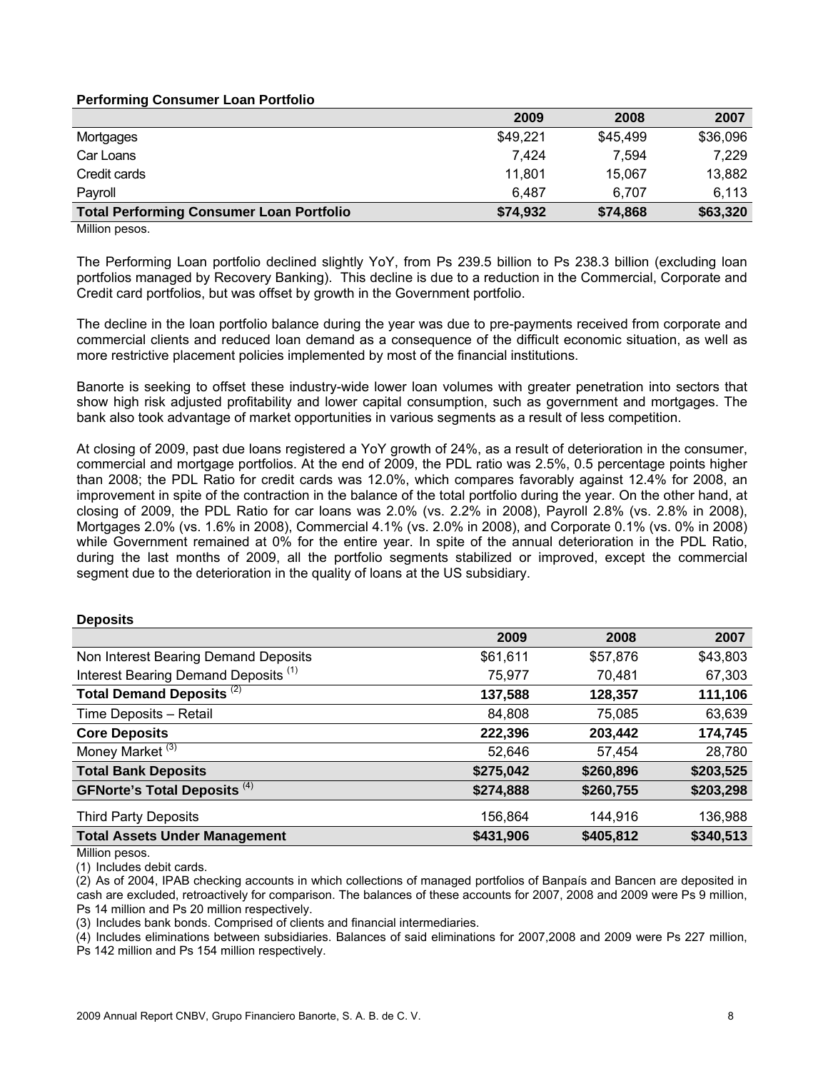**Performing Consumer Loan Portfolio**

| | 2009 | 2008 | 2007 |
|---|---|---|---|
| Mortgages | $49,221 | $45,499 | $36,096 |
| Car Loans | 7,424 | 7,594 | 7,229 |
| Credit cards | 11,801 | 15,067 | 13,882 |
| Payroll | 6,487 | 6,707 | 6,113 |
| **Total Performing Consumer Loan Portfolio** | **$74,932** | **$74,868** | **$63,320** |

Million pesos.

The Performing Loan portfolio declined slightly YoY, from Ps 239.5 billion to Ps 238.3 billion (excluding loan portfolios managed by Recovery Banking). This decline is due to a reduction in the Commercial, Corporate and Credit card portfolios, but was offset by growth in the Government portfolio.

The decline in the loan portfolio balance during the year was due to pre-payments received from corporate and commercial clients and reduced loan demand as a consequence of the difficult economic situation, as well as more restrictive placement policies implemented by most of the financial institutions.

Banorte is seeking to offset these industry-wide lower loan volumes with greater penetration into sectors that show high risk adjusted profitability and lower capital consumption, such as government and mortgages. The bank also took advantage of market opportunities in various segments as a result of less competition.

At closing of 2009, past due loans registered a YoY growth of 24%, as a result of deterioration in the consumer, commercial and mortgage portfolios. At the end of 2009, the PDL ratio was 2.5%, 0.5 percentage points higher than 2008; the PDL Ratio for credit cards was 12.0%, which compares favorably against 12.4% for 2008, an improvement in spite of the contraction in the balance of the total portfolio during the year. On the other hand, at closing of 2009, the PDL Ratio for car loans was 2.0% (vs. 2.2% in 2008), Payroll 2.8% (vs. 2.8% in 2008), Mortgages 2.0% (vs. 1.6% in 2008), Commercial 4.1% (vs. 2.0% in 2008), and Corporate 0.1% (vs. 0% in 2008) while Government remained at 0% for the entire year. In spite of the annual deterioration in the PDL Ratio, during the last months of 2009, all the portfolio segments stabilized or improved, except the commercial segment due to the deterioration in the quality of loans at the US subsidiary.

**Deposits**

| | 2009 | 2008 | 2007 |
|---|---|---|---|
| Non Interest Bearing Demand Deposits | $61,611 | $57,876 | $43,803 |
| Interest Bearing Demand Deposits (1) | 75,977 | 70,481 | 67,303 |
| **Total Demand Deposits (2)** | **137,588** | **128,357** | **111,106** |
| Time Deposits – Retail | 84,808 | 75,085 | 63,639 |
| **Core Deposits** | **222,396** | **203,442** | **174,745** |
| Money Market (3) | 52,646 | 57,454 | 28,780 |
| **Total Bank Deposits** | **$275,042** | **$260,896** | **$203,525** |
| **GFNorte's Total Deposits (4)** | **$274,888** | **$260,755** | **$203,298** |
| Third Party Deposits | 156,864 | 144,916 | 136,988 |
| **Total Assets Under Management** | **$431,906** | **$405,812** | **$340,513** |

Million pesos.

(1) Includes debit cards.

(2) As of 2004, IPAB checking accounts in which collections of managed portfolios of Banpaís and Bancen are deposited in cash are excluded, retroactively for comparison. The balances of these accounts for 2007, 2008 and 2009 were Ps 9 million, Ps 14 million and Ps 20 million respectively.

(3) Includes bank bonds. Comprised of clients and financial intermediaries.

(4) Includes eliminations between subsidiaries. Balances of said eliminations for 2007,2008 and 2009 were Ps 227 million, Ps 142 million and Ps 154 million respectively.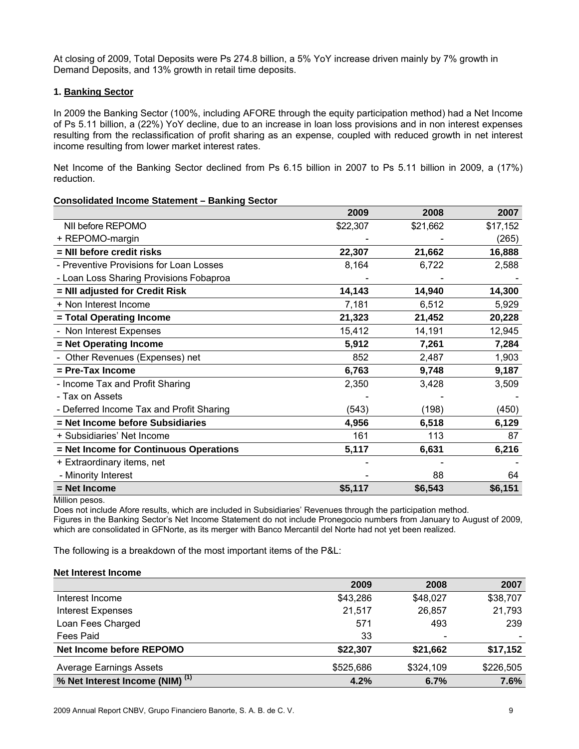At closing of 2009, Total Deposits were Ps 274.8 billion, a 5% YoY increase driven mainly by 7% growth in Demand Deposits, and 13% growth in retail time deposits.

### 1. Banking Sector

In 2009 the Banking Sector (100%, including AFORE through the equity participation method) had a Net Income of Ps 5.11 billion, a (22%) YoY decline, due to an increase in loan loss provisions and in non interest expenses resulting from the reclassification of profit sharing as an expense, coupled with reduced growth in net interest income resulting from lower market interest rates.

Net Income of the Banking Sector declined from Ps 6.15 billion in 2007 to Ps 5.11 billion in 2009, a (17%) reduction.

**Consolidated Income Statement – Banking Sector**

| | 2009 | 2008 | 2007 |
|---|---|---|---|
| NII before REPOMO | $22,307 | $21,662 | $17,152 |
| + REPOMO-margin | - | - | (265) |
| **= NII before credit risks** | **22,307** | **21,662** | **16,888** |
| - Preventive Provisions for Loan Losses | 8,164 | 6,722 | 2,588 |
| - Loan Loss Sharing Provisions Fobaproa | - | - | - |
| **= NII adjusted for Credit Risk** | **14,143** | **14,940** | **14,300** |
| + Non Interest Income | 7,181 | 6,512 | 5,929 |
| **= Total Operating Income** | **21,323** | **21,452** | **20,228** |
| - Non Interest Expenses | 15,412 | 14,191 | 12,945 |
| **= Net Operating Income** | **5,912** | **7,261** | **7,284** |
| - Other Revenues (Expenses) net | 852 | 2,487 | 1,903 |
| **= Pre-Tax Income** | **6,763** | **9,748** | **9,187** |
| - Income Tax and Profit Sharing | 2,350 | 3,428 | 3,509 |
| - Tax on Assets | - | - | - |
| - Deferred Income Tax and Profit Sharing | (543) | (198) | (450) |
| **= Net Income before Subsidiaries** | **4,956** | **6,518** | **6,129** |
| + Subsidiaries' Net Income | 161 | 113 | 87 |
| **= Net Income for Continuous Operations** | **5,117** | **6,631** | **6,216** |
| + Extraordinary items, net | - | - | - |
| - Minority Interest | - | 88 | 64 |
| **= Net Income** | **$5,117** | **$6,543** | **$6,151** |

Million pesos.
Does not include Afore results, which are included in Subsidiaries' Revenues through the participation method.
Figures in the Banking Sector's Net Income Statement do not include Pronegocio numbers from January to August of 2009, which are consolidated in GFNorte, as its merger with Banco Mercantil del Norte had not yet been realized.

The following is a breakdown of the most important items of the P&L:

**Net Interest Income**

| | 2009 | 2008 | 2007 |
|---|---|---|---|
| Interest Income | $43,286 | $48,027 | $38,707 |
| Interest Expenses | 21,517 | 26,857 | 21,793 |
| Loan Fees Charged | 571 | 493 | 239 |
| Fees Paid | 33 | - | - |
| **Net Income before REPOMO** | **$22,307** | **$21,662** | **$17,152** |
| Average Earnings Assets | $525,686 | $324,109 | $226,505 |
| **% Net Interest Income (NIM) [(1)]** | **4.2%** | **6.7%** | **7.6%** |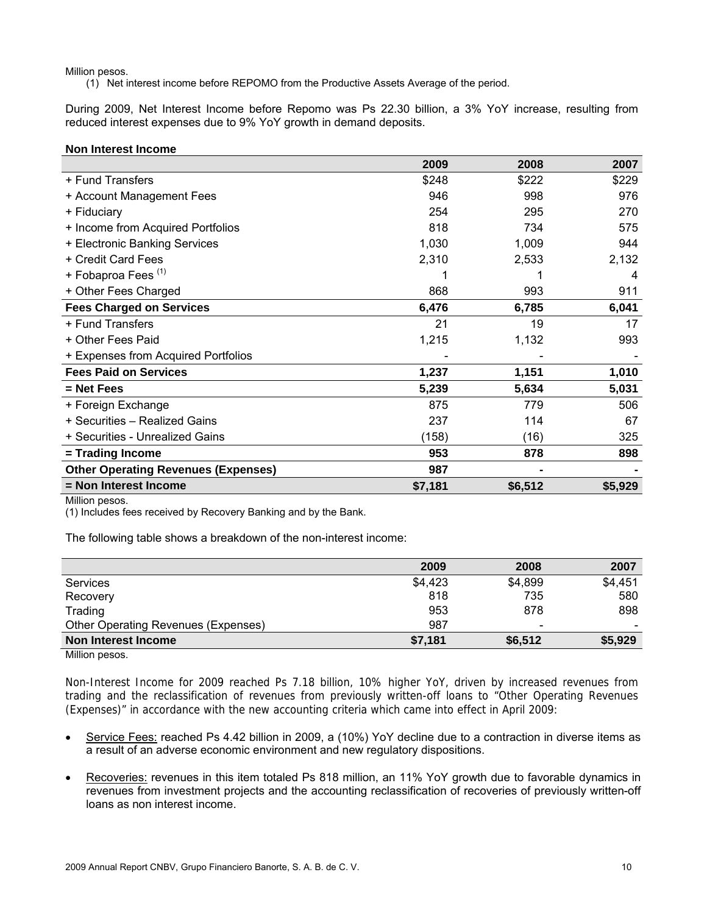Million pesos.

(1) Net interest income before REPOMO from the Productive Assets Average of the period.

During 2009, Net Interest Income before Repomo was Ps 22.30 billion, a 3% YoY increase, resulting from reduced interest expenses due to 9% YoY growth in demand deposits.

**Non Interest Income**

| | 2009 | 2008 | 2007 |
|---|---|---|---|
| + Fund Transfers | $248 | $222 | $229 |
| + Account Management Fees | 946 | 998 | 976 |
| + Fiduciary | 254 | 295 | 270 |
| + Income from Acquired Portfolios | 818 | 734 | 575 |
| + Electronic Banking Services | 1,030 | 1,009 | 944 |
| + Credit Card Fees | 2,310 | 2,533 | 2,132 |
| + Fobaproa Fees [(1)] | 1 | 1 | 4 |
| + Other Fees Charged | 868 | 993 | 911 |
| **Fees Charged on Services** | **6,476** | **6,785** | **6,041** |
| + Fund Transfers | 21 | 19 | 17 |
| + Other Fees Paid | 1,215 | 1,132 | 993 |
| + Expenses from Acquired Portfolios | - | - | - |
| **Fees Paid on Services** | **1,237** | **1,151** | **1,010** |
| **= Net Fees** | **5,239** | **5,634** | **5,031** |
| + Foreign Exchange | 875 | 779 | 506 |
| + Securities – Realized Gains | 237 | 114 | 67 |
| + Securities - Unrealized Gains | (158) | (16) | 325 |
| **= Trading Income** | **953** | **878** | **898** |
| **Other Operating Revenues (Expenses)** | **987** | **-** | **-** |
| **= Non Interest Income** | **$7,181** | **$6,512** | **$5,929** |

Million pesos.

(1) Includes fees received by Recovery Banking and by the Bank.

The following table shows a breakdown of the non-interest income:

| | 2009 | 2008 | 2007 |
|---|---|---|---|
| Services | $4,423 | $4,899 | $4,451 |
| Recovery | 818 | 735 | 580 |
| Trading | 953 | 878 | 898 |
| Other Operating Revenues (Expenses) | 987 | - | - |
| **Non Interest Income** | **$7,181** | **$6,512** | **$5,929** |

Million pesos.

Non-Interest Income for 2009 reached Ps 7.18 billion, 10% higher YoY, driven by increased revenues from trading and the reclassification of revenues from previously written-off loans to "Other Operating Revenues (Expenses)" in accordance with the new accounting criteria which came into effect in April 2009:

- Service Fees: reached Ps 4.42 billion in 2009, a (10%) YoY decline due to a contraction in diverse items as a result of an adverse economic environment and new regulatory dispositions.
- Recoveries: revenues in this item totaled Ps 818 million, an 11% YoY growth due to favorable dynamics in revenues from investment projects and the accounting reclassification of recoveries of previously written-off loans as non interest income.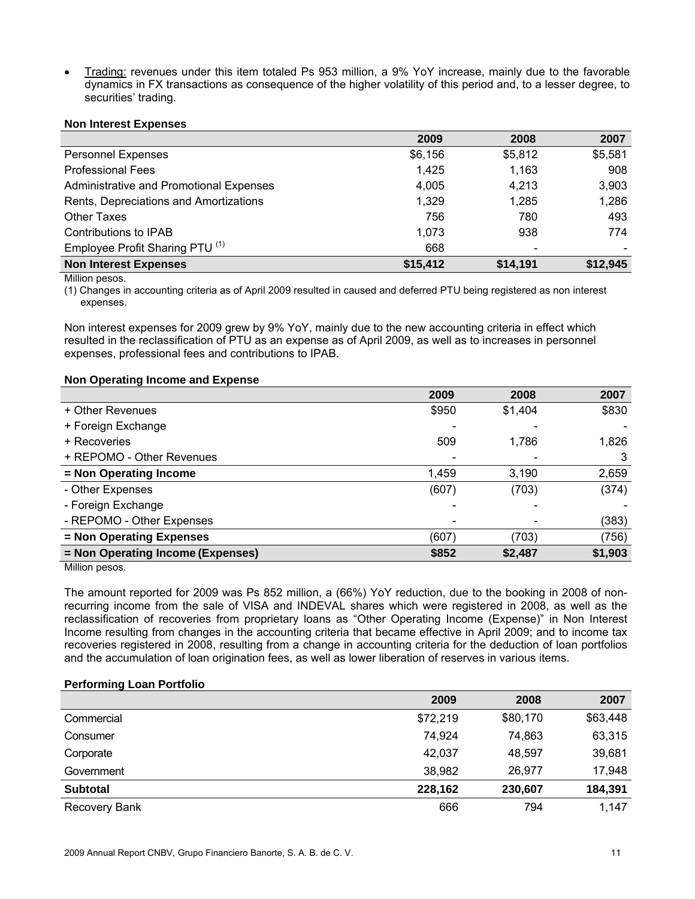- Trading: revenues under this item totaled Ps 953 million, a 9% YoY increase, mainly due to the favorable dynamics in FX transactions as consequence of the higher volatility of this period and, to a lesser degree, to securities' trading.

**Non Interest Expenses**

| | 2009 | 2008 | 2007 |
|---|---|---|---|
| Personnel Expenses | $6,156 | $5,812 | $5,581 |
| Professional Fees | 1,425 | 1,163 | 908 |
| Administrative and Promotional Expenses | 4,005 | 4,213 | 3,903 |
| Rents, Depreciations and Amortizations | 1,329 | 1,285 | 1,286 |
| Other Taxes | 756 | 780 | 493 |
| Contributions to IPAB | 1,073 | 938 | 774 |
| Employee Profit Sharing PTU [(1)] | 668 | - | - |
| **Non Interest Expenses** | **$15,412** | **$14,191** | **$12,945** |

Million pesos.

(1) Changes in accounting criteria as of April 2009 resulted in caused and deferred PTU being registered as non interest expenses.

Non interest expenses for 2009 grew by 9% YoY, mainly due to the new accounting criteria in effect which resulted in the reclassification of PTU as an expense as of April 2009, as well as to increases in personnel expenses, professional fees and contributions to IPAB.

**Non Operating Income and Expense**

| | 2009 | 2008 | 2007 |
|---|---|---|---|
| + Other Revenues | $950 | $1,404 | $830 |
| + Foreign Exchange | - | - | - |
| + Recoveries | 509 | 1,786 | 1,826 |
| + REPOMO - Other Revenues | - | - | 3 |
| **= Non Operating Income** | 1,459 | 3,190 | 2,659 |
| - Other Expenses | (607) | (703) | (374) |
| - Foreign Exchange | - | - | - |
| - REPOMO - Other Expenses | - | - | (383) |
| **= Non Operating Expenses** | (607) | (703) | (756) |
| **= Non Operating Income (Expenses)** | **$852** | **$2,487** | **$1,903** |

Million pesos.

The amount reported for 2009 was Ps 852 million, a (66%) YoY reduction, due to the booking in 2008 of non-recurring income from the sale of VISA and INDEVAL shares which were registered in 2008, as well as the reclassification of recoveries from proprietary loans as "Other Operating Income (Expense)" in Non Interest Income resulting from changes in the accounting criteria that became effective in April 2009; and to income tax recoveries registered in 2008, resulting from a change in accounting criteria for the deduction of loan portfolios and the accumulation of loan origination fees, as well as lower liberation of reserves in various items.

**Performing Loan Portfolio**

| | 2009 | 2008 | 2007 |
|---|---|---|---|
| Commercial | $72,219 | $80,170 | $63,448 |
| Consumer | 74,924 | 74,863 | 63,315 |
| Corporate | 42,037 | 48,597 | 39,681 |
| Government | 38,982 | 26,977 | 17,948 |
| **Subtotal** | **228,162** | **230,607** | **184,391** |
| Recovery Bank | 666 | 794 | 1,147 |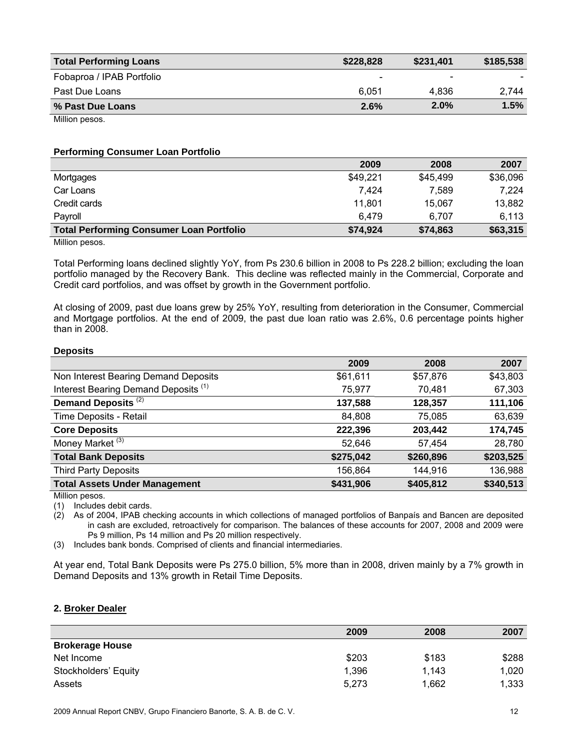| Total Performing Loans | $228,828 | $231,401 | $185,538 |
|---|---|---|---|
| Fobaproa / IPAB Portfolio | - | - | - |
| Past Due Loans | 6,051 | 4,836 | 2,744 |
| **% Past Due Loans** | **2.6%** | **2.0%** | **1.5%** |

Million pesos.

**Performing Consumer Loan Portfolio**

| | 2009 | 2008 | 2007 |
|---|---|---|---|
| Mortgages | $49,221 | $45,499 | $36,096 |
| Car Loans | 7,424 | 7,589 | 7,224 |
| Credit cards | 11,801 | 15,067 | 13,882 |
| Payroll | 6,479 | 6,707 | 6,113 |
| **Total Performing Consumer Loan Portfolio** | **$74,924** | **$74,863** | **$63,315** |

Million pesos.

Total Performing loans declined slightly YoY, from Ps 230.6 billion in 2008 to Ps 228.2 billion; excluding the loan portfolio managed by the Recovery Bank. This decline was reflected mainly in the Commercial, Corporate and Credit card portfolios, and was offset by growth in the Government portfolio.

At closing of 2009, past due loans grew by 25% YoY, resulting from deterioration in the Consumer, Commercial and Mortgage portfolios. At the end of 2009, the past due loan ratio was 2.6%, 0.6 percentage points higher than in 2008.

**Deposits**

| | 2009 | 2008 | 2007 |
|---|---|---|---|
| Non Interest Bearing Demand Deposits | $61,611 | $57,876 | $43,803 |
| Interest Bearing Demand Deposits (1) | 75,977 | 70,481 | 67,303 |
| **Demand Deposits (2)** | **137,588** | **128,357** | **111,106** |
| Time Deposits - Retail | 84,808 | 75,085 | 63,639 |
| **Core Deposits** | **222,396** | **203,442** | **174,745** |
| Money Market (3) | 52,646 | 57,454 | 28,780 |
| **Total Bank Deposits** | **$275,042** | **$260,896** | **$203,525** |
| Third Party Deposits | 156,864 | 144,916 | 136,988 |
| **Total Assets Under Management** | **$431,906** | **$405,812** | **$340,513** |

Million pesos.

(1) Includes debit cards.

(2) As of 2004, IPAB checking accounts in which collections of managed portfolios of Banpaís and Bancen are deposited in cash are excluded, retroactively for comparison. The balances of these accounts for 2007, 2008 and 2009 were Ps 9 million, Ps 14 million and Ps 20 million respectively.

(3) Includes bank bonds. Comprised of clients and financial intermediaries.

At year end, Total Bank Deposits were Ps 275.0 billion, 5% more than in 2008, driven mainly by a 7% growth in Demand Deposits and 13% growth in Retail Time Deposits.

### 2. Broker Dealer

| | 2009 | 2008 | 2007 |
|---|---|---|---|
| **Brokerage House** | | | |
| Net Income | $203 | $183 | $288 |
| Stockholders' Equity | 1,396 | 1,143 | 1,020 |
| Assets | 5,273 | 1,662 | 1,333 |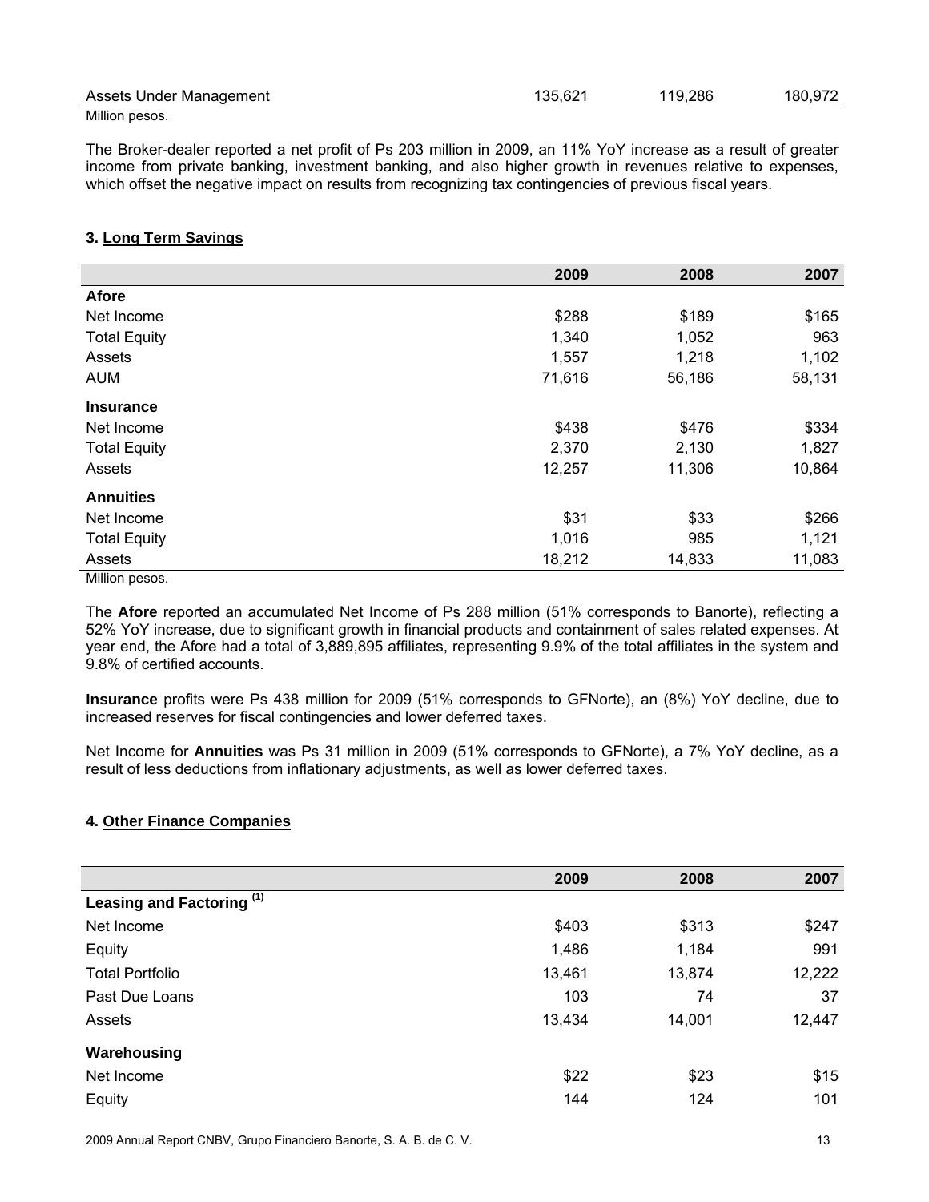| Assets Under Management | 135,621 | 119,286 | 180,972 |
|---|---|---|---|

Million pesos.

The Broker-dealer reported a net profit of Ps 203 million in 2009, an 11% YoY increase as a result of greater income from private banking, investment banking, and also higher growth in revenues relative to expenses, which offset the negative impact on results from recognizing tax contingencies of previous fiscal years.

### 3. Long Term Savings

| | 2009 | 2008 | 2007 |
|---|---|---|---|
| **Afore** | | | |
| Net Income | $288 | $189 | $165 |
| Total Equity | 1,340 | 1,052 | 963 |
| Assets | 1,557 | 1,218 | 1,102 |
| AUM | 71,616 | 56,186 | 58,131 |
| **Insurance** | | | |
| Net Income | $438 | $476 | $334 |
| Total Equity | 2,370 | 2,130 | 1,827 |
| Assets | 12,257 | 11,306 | 10,864 |
| **Annuities** | | | |
| Net Income | $31 | $33 | $266 |
| Total Equity | 1,016 | 985 | 1,121 |
| Assets | 18,212 | 14,833 | 11,083 |

Million pesos.

The **Afore** reported an accumulated Net Income of Ps 288 million (51% corresponds to Banorte), reflecting a 52% YoY increase, due to significant growth in financial products and containment of sales related expenses. At year end, the Afore had a total of 3,889,895 affiliates, representing 9.9% of the total affiliates in the system and 9.8% of certified accounts.

**Insurance** profits were Ps 438 million for 2009 (51% corresponds to GFNorte), an (8%) YoY decline, due to increased reserves for fiscal contingencies and lower deferred taxes.

Net Income for **Annuities** was Ps 31 million in 2009 (51% corresponds to GFNorte), a 7% YoY decline, as a result of less deductions from inflationary adjustments, as well as lower deferred taxes.

### 4. Other Finance Companies

| | 2009 | 2008 | 2007 |
|---|---|---|---|
| **Leasing and Factoring (1)** | | | |
| Net Income | $403 | $313 | $247 |
| Equity | 1,486 | 1,184 | 991 |
| Total Portfolio | 13,461 | 13,874 | 12,222 |
| Past Due Loans | 103 | 74 | 37 |
| Assets | 13,434 | 14,001 | 12,447 |
| **Warehousing** | | | |
| Net Income | $22 | $23 | $15 |
| Equity | 144 | 124 | 101 |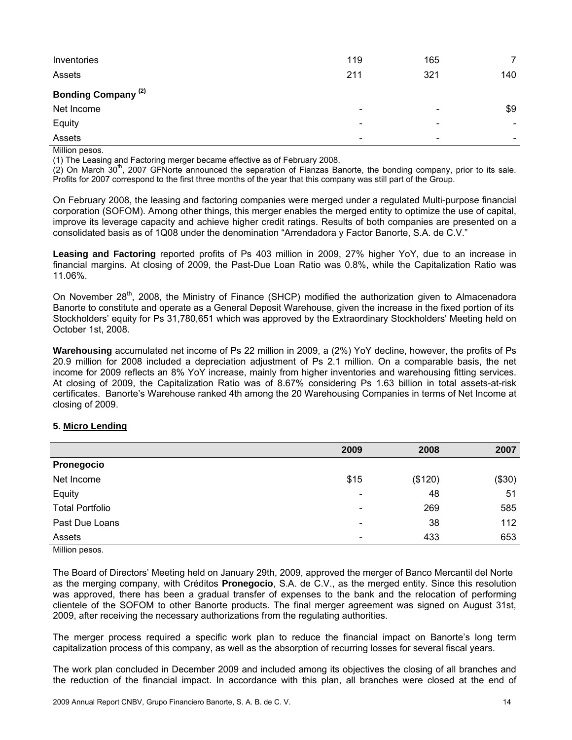| | | | |
|---|---|---|---|
| Inventories | 119 | 165 | 7 |
| Assets | 211 | 321 | 140 |
| **Bonding Company (2)** | | | |
| Net Income | - | - | $9 |
| Equity | - | - | - |
| Assets | - | - | - |

Million pesos.

(1) The Leasing and Factoring merger became effective as of February 2008.

(2) On March 30th, 2007 GFNorte announced the separation of Fianzas Banorte, the bonding company, prior to its sale. Profits for 2007 correspond to the first three months of the year that this company was still part of the Group.

On February 2008, the leasing and factoring companies were merged under a regulated Multi-purpose financial corporation (SOFOM). Among other things, this merger enables the merged entity to optimize the use of capital, improve its leverage capacity and achieve higher credit ratings. Results of both companies are presented on a consolidated basis as of 1Q08 under the denomination "Arrendadora y Factor Banorte, S.A. de C.V."

**Leasing and Factoring** reported profits of Ps 403 million in 2009, 27% higher YoY, due to an increase in financial margins. At closing of 2009, the Past-Due Loan Ratio was 0.8%, while the Capitalization Ratio was 11.06%.

On November 28th, 2008, the Ministry of Finance (SHCP) modified the authorization given to Almacenadora Banorte to constitute and operate as a General Deposit Warehouse, given the increase in the fixed portion of its Stockholders' equity for Ps 31,780,651 which was approved by the Extraordinary Stockholders' Meeting held on October 1st, 2008.

**Warehousing** accumulated net income of Ps 22 million in 2009, a (2%) YoY decline, however, the profits of Ps 20.9 million for 2008 included a depreciation adjustment of Ps 2.1 million. On a comparable basis, the net income for 2009 reflects an 8% YoY increase, mainly from higher inventories and warehousing fitting services. At closing of 2009, the Capitalization Ratio was of 8.67% considering Ps 1.63 billion in total assets-at-risk certificates. Banorte's Warehouse ranked 4th among the 20 Warehousing Companies in terms of Net Income at closing of 2009.

### 5. Micro Lending

| | 2009 | 2008 | 2007 |
|---|---|---|---|
| **Pronegocio** | | | |
| Net Income | $15 | ($120) | ($30) |
| Equity | - | 48 | 51 |
| Total Portfolio | - | 269 | 585 |
| Past Due Loans | - | 38 | 112 |
| Assets | - | 433 | 653 |

Million pesos.

The Board of Directors' Meeting held on January 29th, 2009, approved the merger of Banco Mercantil del Norte as the merging company, with Créditos **Pronegocio**, S.A. de C.V., as the merged entity. Since this resolution was approved, there has been a gradual transfer of expenses to the bank and the relocation of performing clientele of the SOFOM to other Banorte products. The final merger agreement was signed on August 31st, 2009, after receiving the necessary authorizations from the regulating authorities.

The merger process required a specific work plan to reduce the financial impact on Banorte's long term capitalization process of this company, as well as the absorption of recurring losses for several fiscal years.

The work plan concluded in December 2009 and included among its objectives the closing of all branches and the reduction of the financial impact. In accordance with this plan, all branches were closed at the end of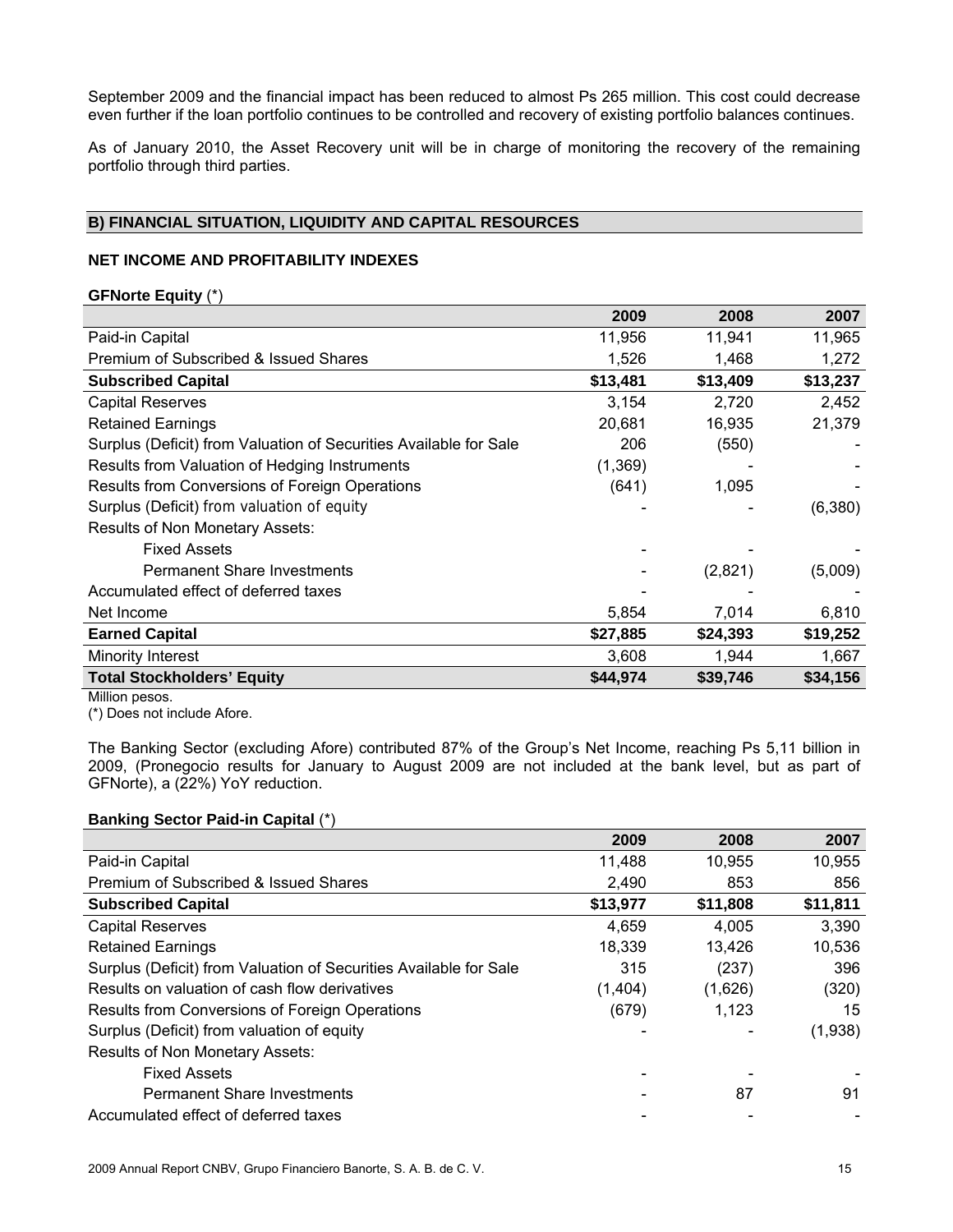September 2009 and the financial impact has been reduced to almost Ps 265 million. This cost could decrease even further if the loan portfolio continues to be controlled and recovery of existing portfolio balances continues.

As of January 2010, the Asset Recovery unit will be in charge of monitoring the recovery of the remaining portfolio through third parties.

## B) FINANCIAL SITUATION, LIQUIDITY AND CAPITAL RESOURCES

### NET INCOME AND PROFITABILITY INDEXES

**GFNorte Equity** (*)

| | 2009 | 2008 | 2007 |
|---|---|---|---|
| Paid-in Capital | 11,956 | 11,941 | 11,965 |
| Premium of Subscribed & Issued Shares | 1,526 | 1,468 | 1,272 |
| **Subscribed Capital** | **$13,481** | **$13,409** | **$13,237** |
| Capital Reserves | 3,154 | 2,720 | 2,452 |
| Retained Earnings | 20,681 | 16,935 | 21,379 |
| Surplus (Deficit) from Valuation of Securities Available for Sale | 206 | (550) | - |
| Results from Valuation of Hedging Instruments | (1,369) | - | - |
| Results from Conversions of Foreign Operations | (641) | 1,095 | - |
| Surplus (Deficit) from valuation of equity | - | - | (6,380) |
| Results of Non Monetary Assets: | | | |
| Fixed Assets | - | - | - |
| Permanent Share Investments | - | (2,821) | (5,009) |
| Accumulated effect of deferred taxes | - | - | - |
| Net Income | 5,854 | 7,014 | 6,810 |
| **Earned Capital** | **$27,885** | **$24,393** | **$19,252** |
| Minority Interest | 3,608 | 1,944 | 1,667 |
| **Total Stockholders' Equity** | **$44,974** | **$39,746** | **$34,156** |

Million pesos.
(*) Does not include Afore.

The Banking Sector (excluding Afore) contributed 87% of the Group's Net Income, reaching Ps 5,11 billion in 2009, (Pronegocio results for January to August 2009 are not included at the bank level, but as part of GFNorte), a (22%) YoY reduction.

**Banking Sector Paid-in Capital** (*)

| | 2009 | 2008 | 2007 |
|---|---|---|---|
| Paid-in Capital | 11,488 | 10,955 | 10,955 |
| Premium of Subscribed & Issued Shares | 2,490 | 853 | 856 |
| **Subscribed Capital** | **$13,977** | **$11,808** | **$11,811** |
| Capital Reserves | 4,659 | 4,005 | 3,390 |
| Retained Earnings | 18,339 | 13,426 | 10,536 |
| Surplus (Deficit) from Valuation of Securities Available for Sale | 315 | (237) | 396 |
| Results on valuation of cash flow derivatives | (1,404) | (1,626) | (320) |
| Results from Conversions of Foreign Operations | (679) | 1,123 | 15 |
| Surplus (Deficit) from valuation of equity | - | - | (1,938) |
| Results of Non Monetary Assets: | | | |
| Fixed Assets | - | - | - |
| Permanent Share Investments | - | 87 | 91 |
| Accumulated effect of deferred taxes | - | - | - |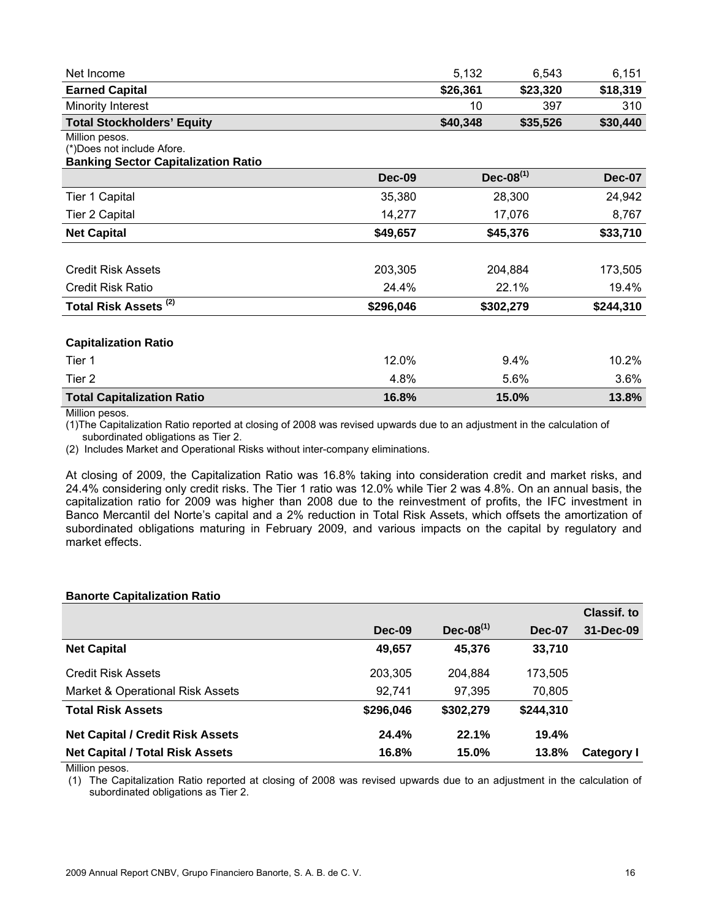| | | | |
|---|---|---|---|
| Net Income | 5,132 | 6,543 | 6,151 |
| **Earned Capital** | **$26,361** | **$23,320** | **$18,319** |
| Minority Interest | 10 | 397 | 310 |
| **Total Stockholders' Equity** | **$40,348** | **$35,526** | **$30,440** |

Million pesos.
(*)Does not include Afore.

**Banking Sector Capitalization Ratio**

| | Dec-09 | Dec-08(1) | Dec-07 |
|---|---|---|---|
| Tier 1 Capital | 35,380 | 28,300 | 24,942 |
| Tier 2 Capital | 14,277 | 17,076 | 8,767 |
| **Net Capital** | **$49,657** | **$45,376** | **$33,710** |
| | | | |
| Credit Risk Assets | 203,305 | 204,884 | 173,505 |
| Credit Risk Ratio | 24.4% | 22.1% | 19.4% |
| **Total Risk Assets (2)** | **$296,046** | **$302,279** | **$244,310** |
| | | | |
| **Capitalization Ratio** | | | |
| Tier 1 | 12.0% | 9.4% | 10.2% |
| Tier 2 | 4.8% | 5.6% | 3.6% |
| **Total Capitalization Ratio** | **16.8%** | **15.0%** | **13.8%** |

Million pesos.
(1)The Capitalization Ratio reported at closing of 2008 was revised upwards due to an adjustment in the calculation of subordinated obligations as Tier 2.
(2) Includes Market and Operational Risks without inter-company eliminations.

At closing of 2009, the Capitalization Ratio was 16.8% taking into consideration credit and market risks, and 24.4% considering only credit risks. The Tier 1 ratio was 12.0% while Tier 2 was 4.8%. On an annual basis, the capitalization ratio for 2009 was higher than 2008 due to the reinvestment of profits, the IFC investment in Banco Mercantil del Norte's capital and a 2% reduction in Total Risk Assets, which offsets the amortization of subordinated obligations maturing in February 2009, and various impacts on the capital by regulatory and market effects.

**Banorte Capitalization Ratio**

| | Dec-09 | Dec-08(1) | Dec-07 | Classif. to 31-Dec-09 |
|---|---|---|---|---|
| **Net Capital** | **49,657** | **45,376** | **33,710** | |
| Credit Risk Assets | 203,305 | 204,884 | 173,505 | |
| Market & Operational Risk Assets | 92,741 | 97,395 | 70,805 | |
| **Total Risk Assets** | **$296,046** | **$302,279** | **$244,310** | |
| **Net Capital / Credit Risk Assets** | **24.4%** | **22.1%** | **19.4%** | |
| **Net Capital / Total Risk Assets** | **16.8%** | **15.0%** | **13.8%** | **Category I** |

Million pesos.
(1) The Capitalization Ratio reported at closing of 2008 was revised upwards due to an adjustment in the calculation of subordinated obligations as Tier 2.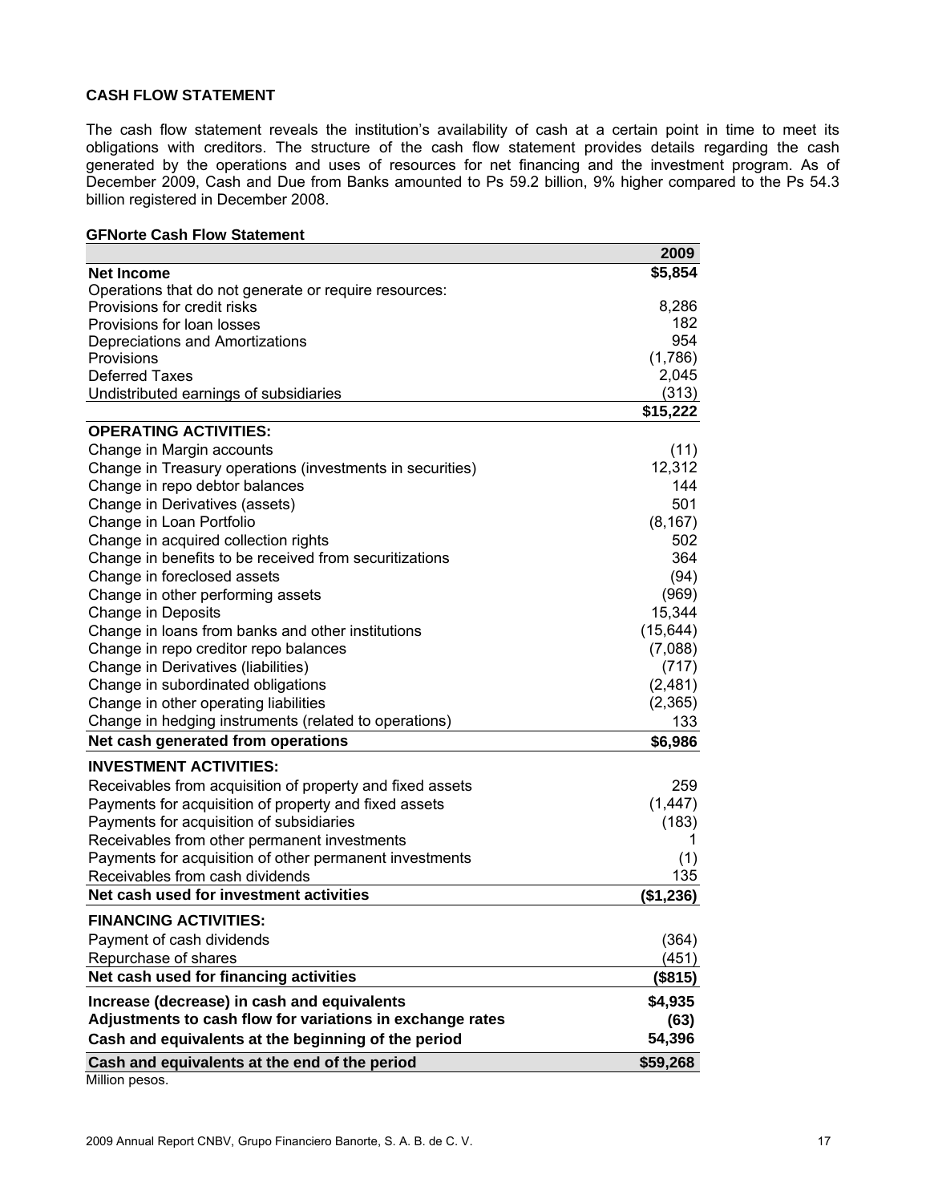**CASH FLOW STATEMENT**

The cash flow statement reveals the institution's availability of cash at a certain point in time to meet its obligations with creditors. The structure of the cash flow statement provides details regarding the cash generated by the operations and uses of resources for net financing and the investment program. As of December 2009, Cash and Due from Banks amounted to Ps 59.2 billion, 9% higher compared to the Ps 54.3 billion registered in December 2008.

**GFNorte Cash Flow Statement**

| | 2009 |
|---|---|
| **Net Income** | **$5,854** |
| Operations that do not generate or require resources: | |
| Provisions for credit risks | 8,286 |
| Provisions for loan losses | 182 |
| Depreciations and Amortizations | 954 |
| Provisions | (1,786) |
| Deferred Taxes | 2,045 |
| Undistributed earnings of subsidiaries | (313) |
| | **$15,222** |
| **OPERATING ACTIVITIES:** | |
| Change in Margin accounts | (11) |
| Change in Treasury operations (investments in securities) | 12,312 |
| Change in repo debtor balances | 144 |
| Change in Derivatives (assets) | 501 |
| Change in Loan Portfolio | (8,167) |
| Change in acquired collection rights | 502 |
| Change in benefits to be received from securitizations | 364 |
| Change in foreclosed assets | (94) |
| Change in other performing assets | (969) |
| Change in Deposits | 15,344 |
| Change in loans from banks and other institutions | (15,644) |
| Change in repo creditor repo balances | (7,088) |
| Change in Derivatives (liabilities) | (717) |
| Change in subordinated obligations | (2,481) |
| Change in other operating liabilities | (2,365) |
| Change in hedging instruments (related to operations) | 133 |
| **Net cash generated from operations** | **$6,986** |
| **INVESTMENT ACTIVITIES:** | |
| Receivables from acquisition of property and fixed assets | 259 |
| Payments for acquisition of property and fixed assets | (1,447) |
| Payments for acquisition of subsidiaries | (183) |
| Receivables from other permanent investments | 1 |
| Payments for acquisition of other permanent investments | (1) |
| Receivables from cash dividends | 135 |
| **Net cash used for investment activities** | **($1,236)** |
| **FINANCING ACTIVITIES:** | |
| Payment of cash dividends | (364) |
| Repurchase of shares | (451) |
| **Net cash used for financing activities** | **($815)** |
| **Increase (decrease) in cash and equivalents** | **$4,935** |
| **Adjustments to cash flow for variations in exchange rates** | **(63)** |
| **Cash and equivalents at the beginning of the period** | **54,396** |
| **Cash and equivalents at the end of the period** | **$59,268** |

Million pesos.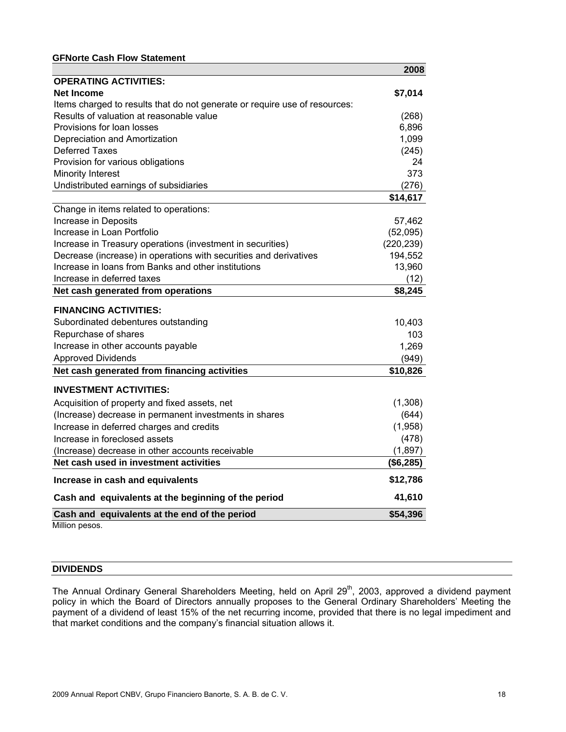**GFNorte Cash Flow Statement**

| | 2008 |
|---|---|
| **OPERATING ACTIVITIES:** | |
| **Net Income** | **$7,014** |
| Items charged to results that do not generate or require use of resources: | |
| Results of valuation at reasonable value | (268) |
| Provisions for loan losses | 6,896 |
| Depreciation and Amortization | 1,099 |
| Deferred Taxes | (245) |
| Provision for various obligations | 24 |
| Minority Interest | 373 |
| Undistributed earnings of subsidiaries | (276) |
| | **$14,617** |
| Change in items related to operations: | |
| Increase in Deposits | 57,462 |
| Increase in Loan Portfolio | (52,095) |
| Increase in Treasury operations (investment in securities) | (220,239) |
| Decrease (increase) in operations with securities and derivatives | 194,552 |
| Increase in loans from Banks and other institutions | 13,960 |
| Increase in deferred taxes | (12) |
| **Net cash generated from operations** | **$8,245** |
| **FINANCING ACTIVITIES:** | |
| Subordinated debentures outstanding | 10,403 |
| Repurchase of shares | 103 |
| Increase in other accounts payable | 1,269 |
| Approved Dividends | (949) |
| **Net cash generated from financing activities** | **$10,826** |
| **INVESTMENT ACTIVITIES:** | |
| Acquisition of property and fixed assets, net | (1,308) |
| (Increase) decrease in permanent investments in shares | (644) |
| Increase in deferred charges and credits | (1,958) |
| Increase in foreclosed assets | (478) |
| (Increase) decrease in other accounts receivable | (1,897) |
| **Net cash used in investment activities** | **($6,285)** |
| **Increase in cash and equivalents** | **$12,786** |
| **Cash and equivalents at the beginning of the period** | **41,610** |
| **Cash and equivalents at the end of the period** | **$54,396** |

Million pesos.

## DIVIDENDS

The Annual Ordinary General Shareholders Meeting, held on April 29th, 2003, approved a dividend payment policy in which the Board of Directors annually proposes to the General Ordinary Shareholders' Meeting the payment of a dividend of least 15% of the net recurring income, provided that there is no legal impediment and that market conditions and the company's financial situation allows it.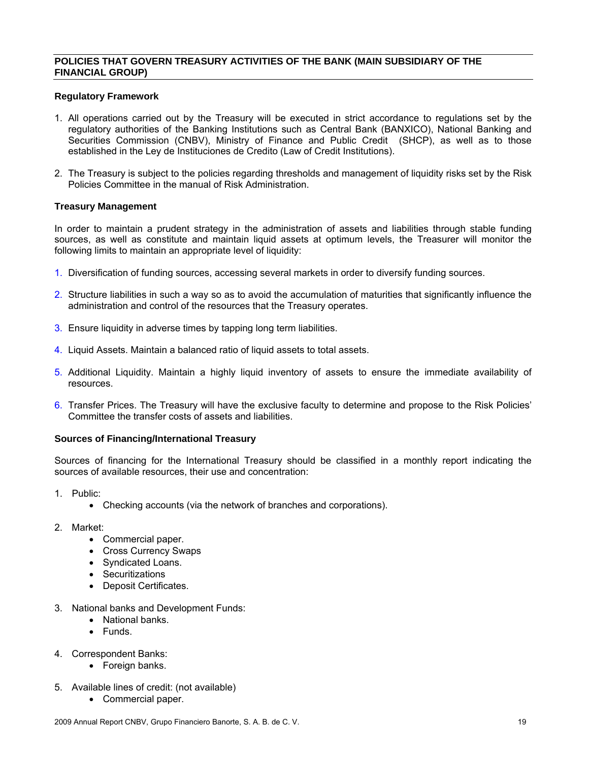## POLICIES THAT GOVERN TREASURY ACTIVITIES OF THE BANK (MAIN SUBSIDIARY OF THE FINANCIAL GROUP)

**Regulatory Framework**

1. All operations carried out by the Treasury will be executed in strict accordance to regulations set by the regulatory authorities of the Banking Institutions such as Central Bank (BANXICO), National Banking and Securities Commission (CNBV), Ministry of Finance and Public Credit (SHCP), as well as to those established in the Ley de Instituciones de Credito (Law of Credit Institutions).

2. The Treasury is subject to the policies regarding thresholds and management of liquidity risks set by the Risk Policies Committee in the manual of Risk Administration.

**Treasury Management**

In order to maintain a prudent strategy in the administration of assets and liabilities through stable funding sources, as well as constitute and maintain liquid assets at optimum levels, the Treasurer will monitor the following limits to maintain an appropriate level of liquidity:

1. Diversification of funding sources, accessing several markets in order to diversify funding sources.

2. Structure liabilities in such a way so as to avoid the accumulation of maturities that significantly influence the administration and control of the resources that the Treasury operates.

3. Ensure liquidity in adverse times by tapping long term liabilities.

4. Liquid Assets. Maintain a balanced ratio of liquid assets to total assets.

5. Additional Liquidity. Maintain a highly liquid inventory of assets to ensure the immediate availability of resources.

6. Transfer Prices. The Treasury will have the exclusive faculty to determine and propose to the Risk Policies' Committee the transfer costs of assets and liabilities.

**Sources of Financing/International Treasury**

Sources of financing for the International Treasury should be classified in a monthly report indicating the sources of available resources, their use and concentration:

1. Public:
   - Checking accounts (via the network of branches and corporations).

2. Market:
   - Commercial paper.
   - Cross Currency Swaps
   - Syndicated Loans.
   - Securitizations
   - Deposit Certificates.

3. National banks and Development Funds:
   - National banks.
   - Funds.

4. Correspondent Banks:
   - Foreign banks.

5. Available lines of credit: (not available)
   - Commercial paper.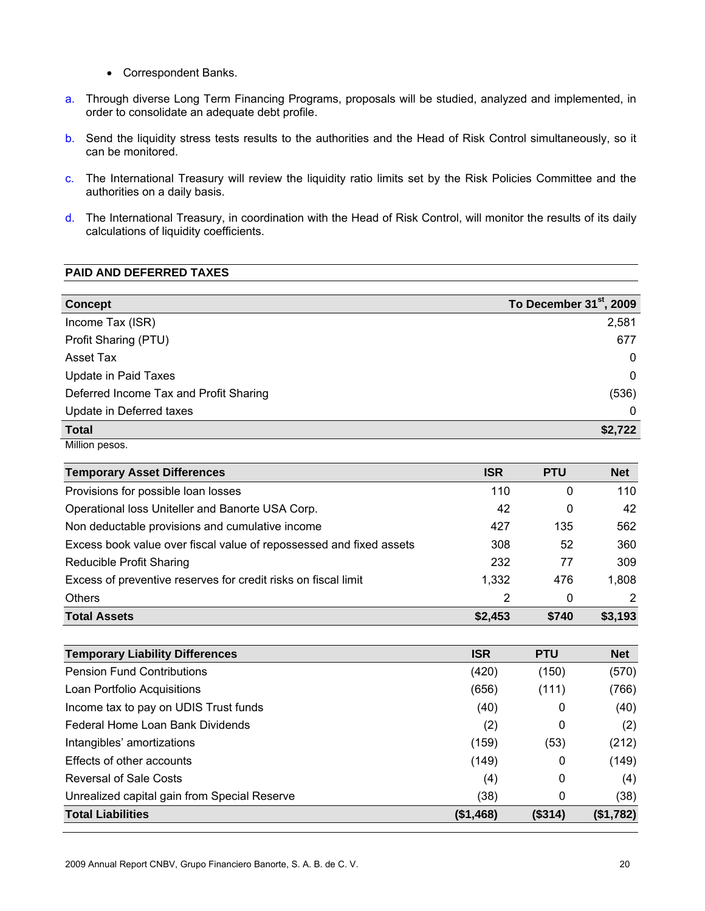- Correspondent Banks.

a. Through diverse Long Term Financing Programs, proposals will be studied, analyzed and implemented, in order to consolidate an adequate debt profile.

b. Send the liquidity stress tests results to the authorities and the Head of Risk Control simultaneously, so it can be monitored.

c. The International Treasury will review the liquidity ratio limits set by the Risk Policies Committee and the authorities on a daily basis.

d. The International Treasury, in coordination with the Head of Risk Control, will monitor the results of its daily calculations of liquidity coefficients.

## PAID AND DEFERRED TAXES

| Concept | To December 31st, 2009 |
|---|---|
| Income Tax (ISR) | 2,581 |
| Profit Sharing (PTU) | 677 |
| Asset Tax | 0 |
| Update in Paid Taxes | 0 |
| Deferred Income Tax and Profit Sharing | (536) |
| Update in Deferred taxes | 0 |
| **Total** | **$2,722** |

Million pesos.

| Temporary Asset Differences | ISR | PTU | Net |
|---|---|---|---|
| Provisions for possible loan losses | 110 | 0 | 110 |
| Operational loss Uniteller and Banorte USA Corp. | 42 | 0 | 42 |
| Non deductable provisions and cumulative income | 427 | 135 | 562 |
| Excess book value over fiscal value of repossessed and fixed assets | 308 | 52 | 360 |
| Reducible Profit Sharing | 232 | 77 | 309 |
| Excess of preventive reserves for credit risks on fiscal limit | 1,332 | 476 | 1,808 |
| Others | 2 | 0 | 2 |
| **Total Assets** | **$2,453** | **$740** | **$3,193** |

| Temporary Liability Differences | ISR | PTU | Net |
|---|---|---|---|
| Pension Fund Contributions | (420) | (150) | (570) |
| Loan Portfolio Acquisitions | (656) | (111) | (766) |
| Income tax to pay on UDIS Trust funds | (40) | 0 | (40) |
| Federal Home Loan Bank Dividends | (2) | 0 | (2) |
| Intangibles' amortizations | (159) | (53) | (212) |
| Effects of other accounts | (149) | 0 | (149) |
| Reversal of Sale Costs | (4) | 0 | (4) |
| Unrealized capital gain from Special Reserve | (38) | 0 | (38) |
| **Total Liabilities** | **($1,468)** | **($314)** | **($1,782)** |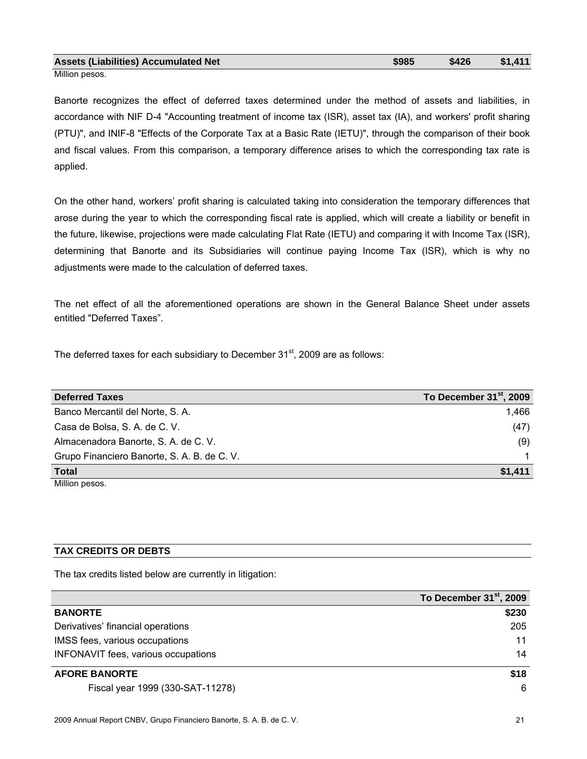| Assets (Liabilities) Accumulated Net | $985 | $426 | $1,411 |
|---|---|---|---|

Million pesos.

Banorte recognizes the effect of deferred taxes determined under the method of assets and liabilities, in accordance with NIF D-4 "Accounting treatment of income tax (ISR), asset tax (IA), and workers' profit sharing (PTU)", and INIF-8 "Effects of the Corporate Tax at a Basic Rate (IETU)", through the comparison of their book and fiscal values. From this comparison, a temporary difference arises to which the corresponding tax rate is applied.

On the other hand, workers' profit sharing is calculated taking into consideration the temporary differences that arose during the year to which the corresponding fiscal rate is applied, which will create a liability or benefit in the future, likewise, projections were made calculating Flat Rate (IETU) and comparing it with Income Tax (ISR), determining that Banorte and its Subsidiaries will continue paying Income Tax (ISR), which is why no adjustments were made to the calculation of deferred taxes.

The net effect of all the aforementioned operations are shown in the General Balance Sheet under assets entitled "Deferred Taxes".

The deferred taxes for each subsidiary to December 31st, 2009 are as follows:

| Deferred Taxes | To December 31st, 2009 |
|---|---|
| Banco Mercantil del Norte, S. A. | 1,466 |
| Casa de Bolsa, S. A. de C. V. | (47) |
| Almacenadora Banorte, S. A. de C. V. | (9) |
| Grupo Financiero Banorte, S. A. B. de C. V. | 1 |
| **Total** | **$1,411** |

Million pesos.

## TAX CREDITS OR DEBTS

The tax credits listed below are currently in litigation:

| | To December 31st, 2009 |
|---|---|
| **BANORTE** | **$230** |
| Derivatives' financial operations | 205 |
| IMSS fees, various occupations | 11 |
| INFONAVIT fees, various occupations | 14 |
| **AFORE BANORTE** | **$18** |
| Fiscal year 1999 (330-SAT-11278) | 6 |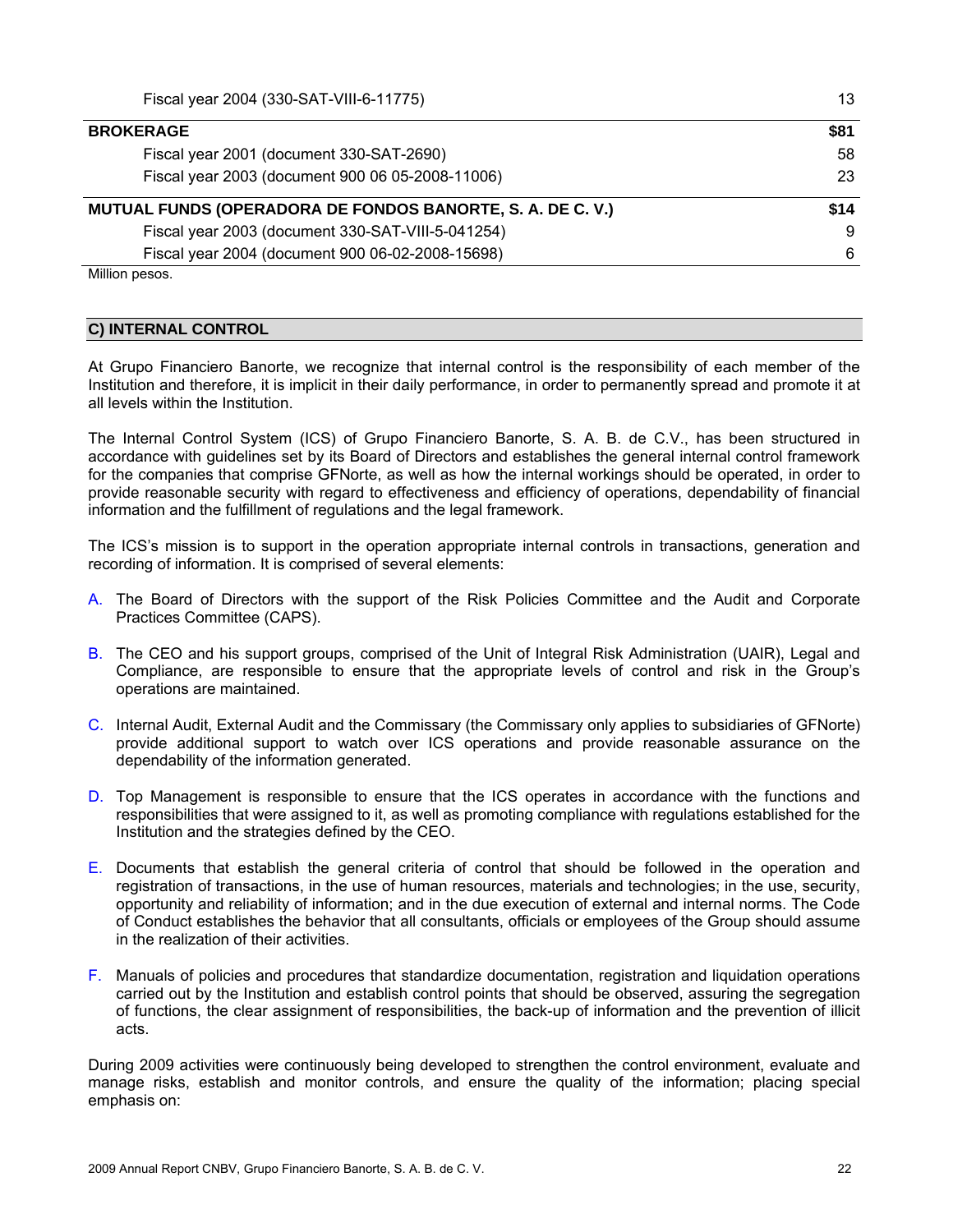| | |
|---|---|
| Fiscal year 2004 (330-SAT-VIII-6-11775) | 13 |
| **BROKERAGE** | **$81** |
| Fiscal year 2001 (document 330-SAT-2690) | 58 |
| Fiscal year 2003 (document 900 06 05-2008-11006) | 23 |
| **MUTUAL FUNDS (OPERADORA DE FONDOS BANORTE, S. A. DE C. V.)** | **$14** |
| Fiscal year 2003 (document 330-SAT-VIII-5-041254) | 9 |
| Fiscal year 2004 (document 900 06-02-2008-15698) | 6 |

Million pesos.

## C) INTERNAL CONTROL

At Grupo Financiero Banorte, we recognize that internal control is the responsibility of each member of the Institution and therefore, it is implicit in their daily performance, in order to permanently spread and promote it at all levels within the Institution.

The Internal Control System (ICS) of Grupo Financiero Banorte, S. A. B. de C.V., has been structured in accordance with guidelines set by its Board of Directors and establishes the general internal control framework for the companies that comprise GFNorte, as well as how the internal workings should be operated, in order to provide reasonable security with regard to effectiveness and efficiency of operations, dependability of financial information and the fulfillment of regulations and the legal framework.

The ICS's mission is to support in the operation appropriate internal controls in transactions, generation and recording of information. It is comprised of several elements:

A. The Board of Directors with the support of the Risk Policies Committee and the Audit and Corporate Practices Committee (CAPS).

B. The CEO and his support groups, comprised of the Unit of Integral Risk Administration (UAIR), Legal and Compliance, are responsible to ensure that the appropriate levels of control and risk in the Group's operations are maintained.

C. Internal Audit, External Audit and the Commissary (the Commissary only applies to subsidiaries of GFNorte) provide additional support to watch over ICS operations and provide reasonable assurance on the dependability of the information generated.

D. Top Management is responsible to ensure that the ICS operates in accordance with the functions and responsibilities that were assigned to it, as well as promoting compliance with regulations established for the Institution and the strategies defined by the CEO.

E. Documents that establish the general criteria of control that should be followed in the operation and registration of transactions, in the use of human resources, materials and technologies; in the use, security, opportunity and reliability of information; and in the due execution of external and internal norms. The Code of Conduct establishes the behavior that all consultants, officials or employees of the Group should assume in the realization of their activities.

F. Manuals of policies and procedures that standardize documentation, registration and liquidation operations carried out by the Institution and establish control points that should be observed, assuring the segregation of functions, the clear assignment of responsibilities, the back-up of information and the prevention of illicit acts.

During 2009 activities were continuously being developed to strengthen the control environment, evaluate and manage risks, establish and monitor controls, and ensure the quality of the information; placing special emphasis on: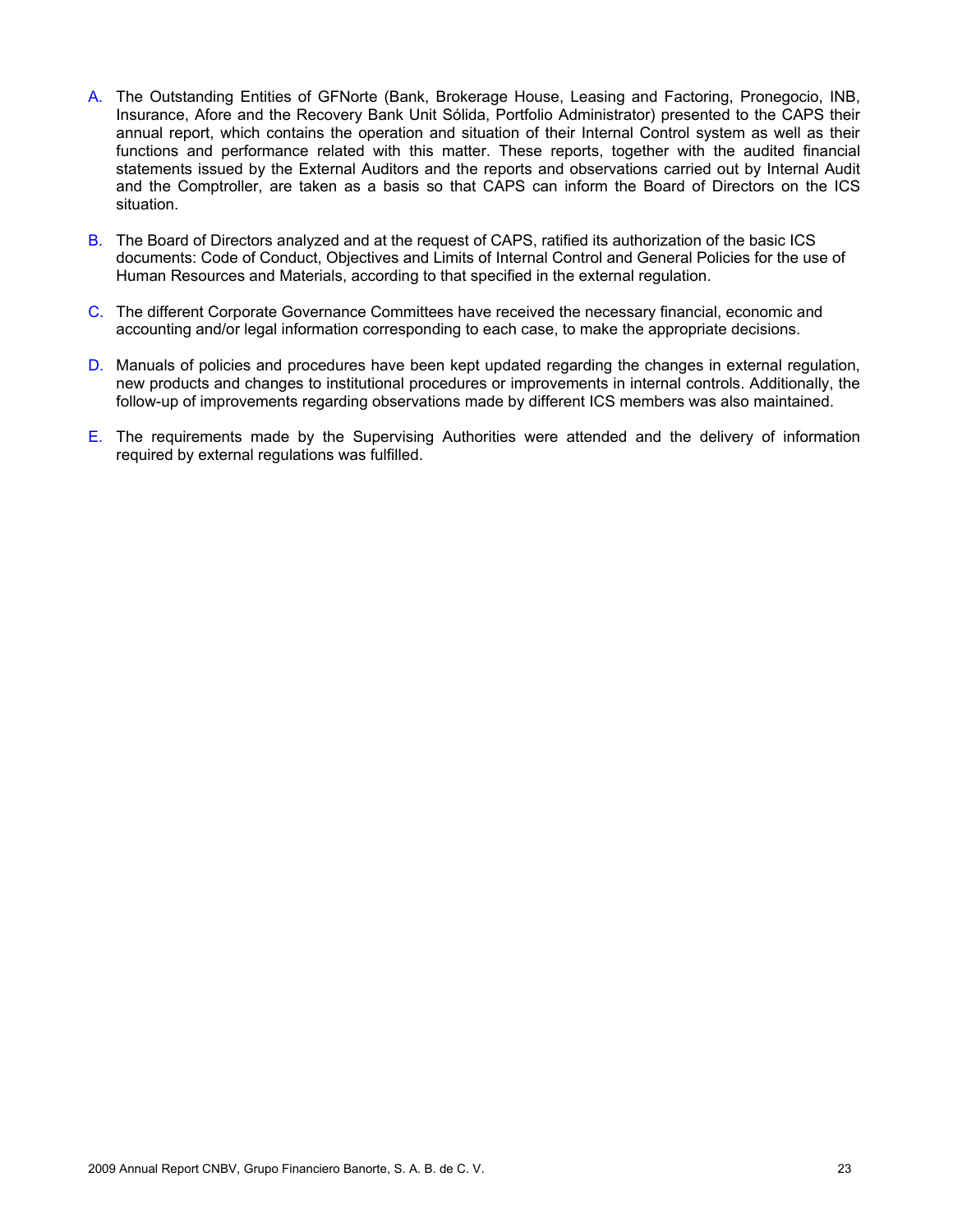A. The Outstanding Entities of GFNorte (Bank, Brokerage House, Leasing and Factoring, Pronegocio, INB, Insurance, Afore and the Recovery Bank Unit Sólida, Portfolio Administrator) presented to the CAPS their annual report, which contains the operation and situation of their Internal Control system as well as their functions and performance related with this matter. These reports, together with the audited financial statements issued by the External Auditors and the reports and observations carried out by Internal Audit and the Comptroller, are taken as a basis so that CAPS can inform the Board of Directors on the ICS situation.

B. The Board of Directors analyzed and at the request of CAPS, ratified its authorization of the basic ICS documents: Code of Conduct, Objectives and Limits of Internal Control and General Policies for the use of Human Resources and Materials, according to that specified in the external regulation.

C. The different Corporate Governance Committees have received the necessary financial, economic and accounting and/or legal information corresponding to each case, to make the appropriate decisions.

D. Manuals of policies and procedures have been kept updated regarding the changes in external regulation, new products and changes to institutional procedures or improvements in internal controls. Additionally, the follow-up of improvements regarding observations made by different ICS members was also maintained.

E. The requirements made by the Supervising Authorities were attended and the delivery of information required by external regulations was fulfilled.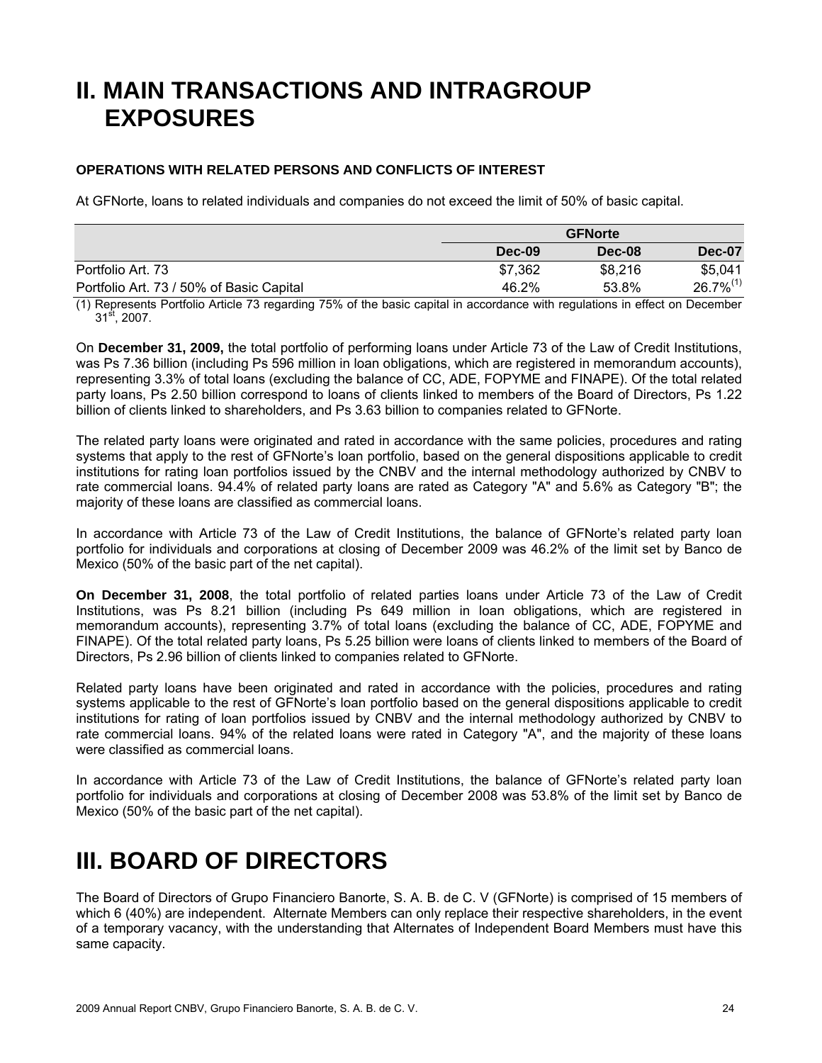# II. MAIN TRANSACTIONS AND INTRAGROUP EXPOSURES

### OPERATIONS WITH RELATED PERSONS AND CONFLICTS OF INTEREST

At GFNorte, loans to related individuals and companies do not exceed the limit of 50% of basic capital.

| | GFNorte | | |
|---|---|---|---|
| | Dec-09 | Dec-08 | Dec-07 |
| Portfolio Art. 73 | $7,362 | $8,216 | $5,041 |
| Portfolio Art. 73 / 50% of Basic Capital | 46.2% | 53.8% | 26.7% (1) |

(1) Represents Portfolio Article 73 regarding 75% of the basic capital in accordance with regulations in effect on December 31st, 2007.

On **December 31, 2009,** the total portfolio of performing loans under Article 73 of the Law of Credit Institutions, was Ps 7.36 billion (including Ps 596 million in loan obligations, which are registered in memorandum accounts), representing 3.3% of total loans (excluding the balance of CC, ADE, FOPYME and FINAPE). Of the total related party loans, Ps 2.50 billion correspond to loans of clients linked to members of the Board of Directors, Ps 1.22 billion of clients linked to shareholders, and Ps 3.63 billion to companies related to GFNorte.

The related party loans were originated and rated in accordance with the same policies, procedures and rating systems that apply to the rest of GFNorte's loan portfolio, based on the general dispositions applicable to credit institutions for rating loan portfolios issued by the CNBV and the internal methodology authorized by CNBV to rate commercial loans. 94.4% of related party loans are rated as Category "A" and 5.6% as Category "B"; the majority of these loans are classified as commercial loans.

In accordance with Article 73 of the Law of Credit Institutions, the balance of GFNorte's related party loan portfolio for individuals and corporations at closing of December 2009 was 46.2% of the limit set by Banco de Mexico (50% of the basic part of the net capital).

**On December 31, 2008**, the total portfolio of related parties loans under Article 73 of the Law of Credit Institutions, was Ps 8.21 billion (including Ps 649 million in loan obligations, which are registered in memorandum accounts), representing 3.7% of total loans (excluding the balance of CC, ADE, FOPYME and FINAPE). Of the total related party loans, Ps 5.25 billion were loans of clients linked to members of the Board of Directors, Ps 2.96 billion of clients linked to companies related to GFNorte.

Related party loans have been originated and rated in accordance with the policies, procedures and rating systems applicable to the rest of GFNorte's loan portfolio based on the general dispositions applicable to credit institutions for rating of loan portfolios issued by CNBV and the internal methodology authorized by CNBV to rate commercial loans. 94% of the related loans were rated in Category "A", and the majority of these loans were classified as commercial loans.

In accordance with Article 73 of the Law of Credit Institutions, the balance of GFNorte's related party loan portfolio for individuals and corporations at closing of December 2008 was 53.8% of the limit set by Banco de Mexico (50% of the basic part of the net capital).

# III. BOARD OF DIRECTORS

The Board of Directors of Grupo Financiero Banorte, S. A. B. de C. V (GFNorte) is comprised of 15 members of which 6 (40%) are independent. Alternate Members can only replace their respective shareholders, in the event of a temporary vacancy, with the understanding that Alternates of Independent Board Members must have this same capacity.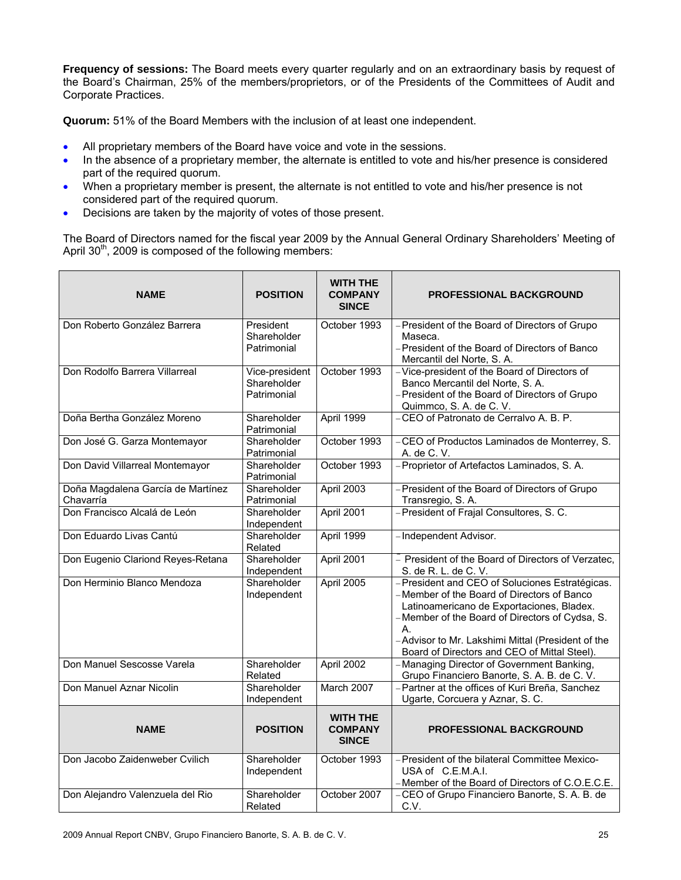**Frequency of sessions:** The Board meets every quarter regularly and on an extraordinary basis by request of the Board's Chairman, 25% of the members/proprietors, or of the Presidents of the Committees of Audit and Corporate Practices.

**Quorum:** 51% of the Board Members with the inclusion of at least one independent.

- All proprietary members of the Board have voice and vote in the sessions.
- In the absence of a proprietary member, the alternate is entitled to vote and his/her presence is considered part of the required quorum.
- When a proprietary member is present, the alternate is not entitled to vote and his/her presence is not considered part of the required quorum.
- Decisions are taken by the majority of votes of those present.

The Board of Directors named for the fiscal year 2009 by the Annual General Ordinary Shareholders' Meeting of April 30th, 2009 is composed of the following members:

| NAME | POSITION | WITH THE COMPANY SINCE | PROFESSIONAL BACKGROUND |
|---|---|---|---|
| Don Roberto González Barrera | President Shareholder Patrimonial | October 1993 | – President of the Board of Directors of Grupo Maseca.<br>– President of the Board of Directors of Banco Mercantil del Norte, S. A. |
| Don Rodolfo Barrera Villarreal | Vice-president Shareholder Patrimonial | October 1993 | – Vice-president of the Board of Directors of Banco Mercantil del Norte, S. A.<br>– President of the Board of Directors of Grupo Quimmco, S. A. de C. V. |
| Doña Bertha González Moreno | Shareholder Patrimonial | April 1999 | – CEO of Patronato de Cerralvo A. B. P. |
| Don José G. Garza Montemayor | Shareholder Patrimonial | October 1993 | – CEO of Productos Laminados de Monterrey, S. A. de C. V. |
| Don David Villarreal Montemayor | Shareholder Patrimonial | October 1993 | – Proprietor of Artefactos Laminados, S. A. |
| Doña Magdalena García de Martínez Chavarría | Shareholder Patrimonial | April 2003 | – President of the Board of Directors of Grupo Transregio, S. A. |
| Don Francisco Alcalá de León | Shareholder Independent | April 2001 | – President of Frajal Consultores, S. C. |
| Don Eduardo Livas Cantú | Shareholder Related | April 1999 | – Independent Advisor. |
| Don Eugenio Clariond Reyes-Retana | Shareholder Independent | April 2001 | – President of the Board of Directors of Verzatec, S. de R. L. de C. V. |
| Don Herminio Blanco Mendoza | Shareholder Independent | April 2005 | – President and CEO of Soluciones Estratégicas.<br>– Member of the Board of Directors of Banco Latinoamericano de Exportaciones, Bladex.<br>– Member of the Board of Directors of Cydsa, S. A.<br>– Advisor to Mr. Lakshimi Mittal (President of the Board of Directors and CEO of Mittal Steel). |
| Don Manuel Sescosse Varela | Shareholder Related | April 2002 | – Managing Director of Government Banking, Grupo Financiero Banorte, S. A. B. de C. V. |
| Don Manuel Aznar Nicolin | Shareholder Independent | March 2007 | – Partner at the offices of Kuri Breña, Sanchez Ugarte, Corcuera y Aznar, S. C. |
| Don Jacobo Zaidenweber Cvilich | Shareholder Independent | October 1993 | – President of the bilateral Committee Mexico-USA of C.E.M.A.I.<br>– Member of the Board of Directors of C.O.E.C.E. |
| Don Alejandro Valenzuela del Rio | Shareholder Related | October 2007 | – CEO of Grupo Financiero Banorte, S. A. B. de C.V. |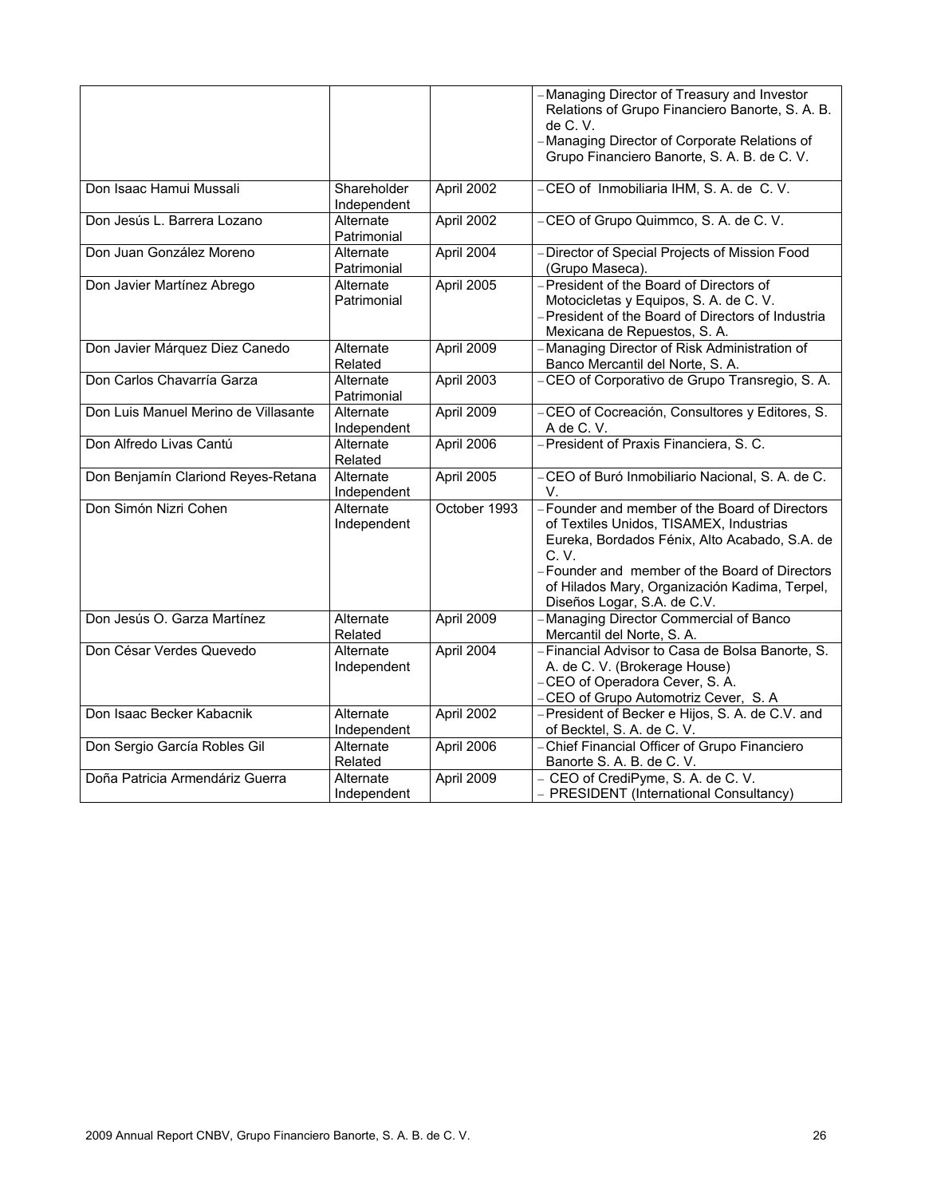| | | | |
|---|---|---|---|
| | | – Managing Director of Treasury and Investor Relations of Grupo Financiero Banorte, S. A. B. de C. V.<br>– Managing Director of Corporate Relations of Grupo Financiero Banorte, S. A. B. de C. V. |
| Don Isaac Hamui Mussali | Shareholder Independent | April 2002 | – CEO of Inmobiliaria IHM, S. A. de C. V. |
| Don Jesús L. Barrera Lozano | Alternate Patrimonial | April 2002 | – CEO of Grupo Quimmco, S. A. de C. V. |
| Don Juan González Moreno | Alternate Patrimonial | April 2004 | – Director of Special Projects of Mission Food (Grupo Maseca). |
| Don Javier Martínez Abrego | Alternate Patrimonial | April 2005 | – President of the Board of Directors of Motocicletas y Equipos, S. A. de C. V.<br>– President of the Board of Directors of Industria Mexicana de Repuestos, S. A. |
| Don Javier Márquez Diez Canedo | Alternate Related | April 2009 | – Managing Director of Risk Administration of Banco Mercantil del Norte, S. A. |
| Don Carlos Chavarría Garza | Alternate Patrimonial | April 2003 | – CEO of Corporativo de Grupo Transregio, S. A. |
| Don Luis Manuel Merino de Villasante | Alternate Independent | April 2009 | – CEO of Cocreación, Consultores y Editores, S. A de C. V. |
| Don Alfredo Livas Cantú | Alternate Related | April 2006 | – President of Praxis Financiera, S. C. |
| Don Benjamín Clariond Reyes-Retana | Alternate Independent | April 2005 | – CEO of Buró Inmobiliario Nacional, S. A. de C. V. |
| Don Simón Nizri Cohen | Alternate Independent | October 1993 | – Founder and member of the Board of Directors of Textiles Unidos, TISAMEX, Industrias Eureka, Bordados Fénix, Alto Acabado, S.A. de C. V.<br>– Founder and member of the Board of Directors of Hilados Mary, Organización Kadima, Terpel, Diseños Logar, S.A. de C.V. |
| Don Jesús O. Garza Martínez | Alternate Related | April 2009 | – Managing Director Commercial of Banco Mercantil del Norte, S. A. |
| Don César Verdes Quevedo | Alternate Independent | April 2004 | – Financial Advisor to Casa de Bolsa Banorte, S. A. de C. V. (Brokerage House)<br>– CEO of Operadora Cever, S. A.<br>– CEO of Grupo Automotriz Cever, S. A |
| Don Isaac Becker Kabacnik | Alternate Independent | April 2002 | – President of Becker e Hijos, S. A. de C.V. and of Becktel, S. A. de C. V. |
| Don Sergio García Robles Gil | Alternate Related | April 2006 | – Chief Financial Officer of Grupo Financiero Banorte S. A. B. de C. V. |
| Doña Patricia Armendáriz Guerra | Alternate Independent | April 2009 | – CEO of CrediPyme, S. A. de C. V.<br>– PRESIDENT (International Consultancy) |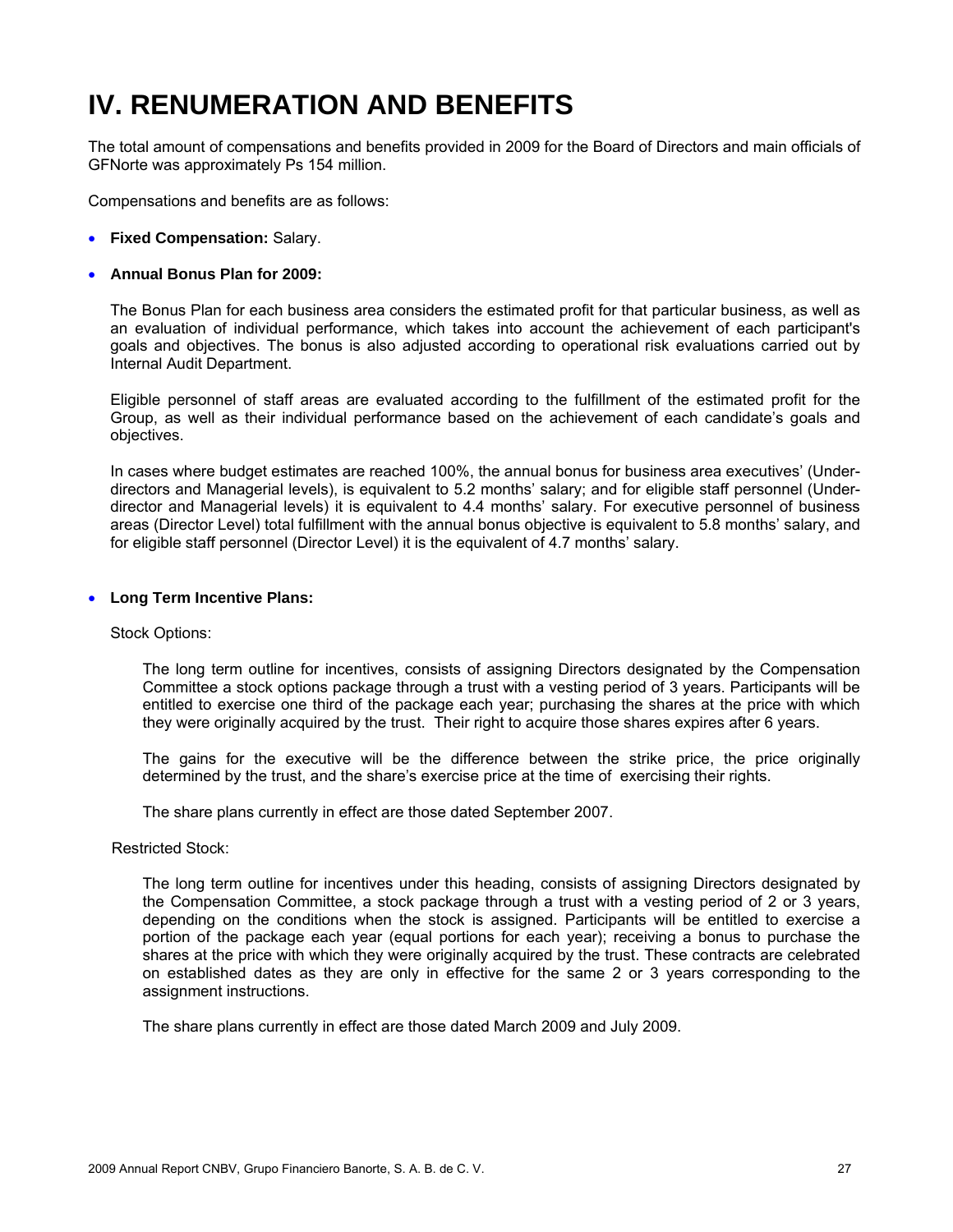# IV. RENUMERATION AND BENEFITS

The total amount of compensations and benefits provided in 2009 for the Board of Directors and main officials of GFNorte was approximately Ps 154 million.

Compensations and benefits are as follows:

- **Fixed Compensation:** Salary.

- **Annual Bonus Plan for 2009:**

  The Bonus Plan for each business area considers the estimated profit for that particular business, as well as an evaluation of individual performance, which takes into account the achievement of each participant's goals and objectives. The bonus is also adjusted according to operational risk evaluations carried out by Internal Audit Department.

  Eligible personnel of staff areas are evaluated according to the fulfillment of the estimated profit for the Group, as well as their individual performance based on the achievement of each candidate's goals and objectives.

  In cases where budget estimates are reached 100%, the annual bonus for business area executives' (Under-directors and Managerial levels), is equivalent to 5.2 months' salary; and for eligible staff personnel (Under-director and Managerial levels) it is equivalent to 4.4 months' salary. For executive personnel of business areas (Director Level) total fulfillment with the annual bonus objective is equivalent to 5.8 months' salary, and for eligible staff personnel (Director Level) it is the equivalent of 4.7 months' salary.

- **Long Term Incentive Plans:**

  Stock Options:

  The long term outline for incentives, consists of assigning Directors designated by the Compensation Committee a stock options package through a trust with a vesting period of 3 years. Participants will be entitled to exercise one third of the package each year; purchasing the shares at the price with which they were originally acquired by the trust. Their right to acquire those shares expires after 6 years.

  The gains for the executive will be the difference between the strike price, the price originally determined by the trust, and the share's exercise price at the time of exercising their rights.

  The share plans currently in effect are those dated September 2007.

  Restricted Stock:

  The long term outline for incentives under this heading, consists of assigning Directors designated by the Compensation Committee, a stock package through a trust with a vesting period of 2 or 3 years, depending on the conditions when the stock is assigned. Participants will be entitled to exercise a portion of the package each year (equal portions for each year); receiving a bonus to purchase the shares at the price with which they were originally acquired by the trust. These contracts are celebrated on established dates as they are only in effective for the same 2 or 3 years corresponding to the assignment instructions.

  The share plans currently in effect are those dated March 2009 and July 2009.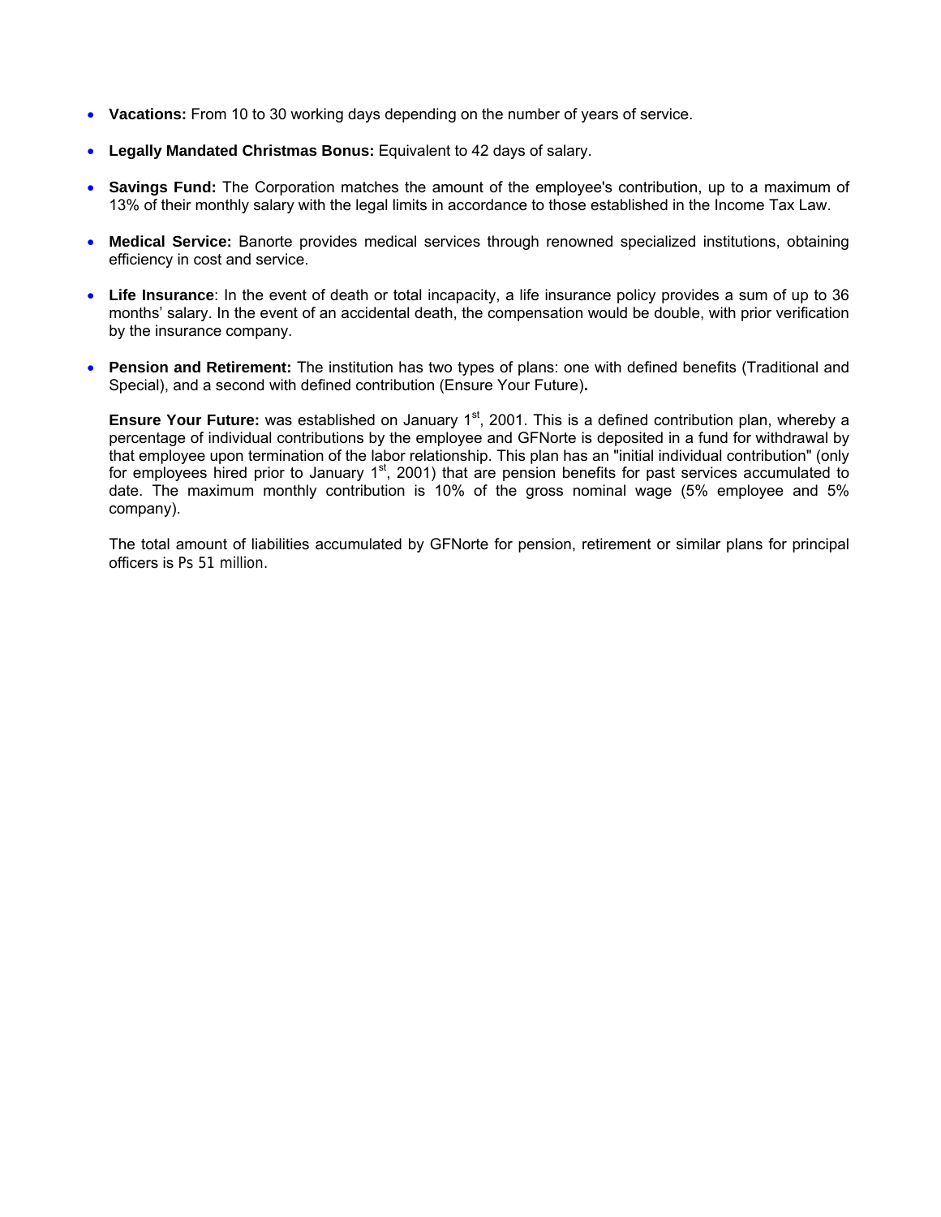- **Vacations:** From 10 to 30 working days depending on the number of years of service.

- **Legally Mandated Christmas Bonus:** Equivalent to 42 days of salary.

- **Savings Fund:** The Corporation matches the amount of the employee's contribution, up to a maximum of 13% of their monthly salary with the legal limits in accordance to those established in the Income Tax Law.

- **Medical Service:** Banorte provides medical services through renowned specialized institutions, obtaining efficiency in cost and service.

- **Life Insurance**: In the event of death or total incapacity, a life insurance policy provides a sum of up to 36 months' salary. In the event of an accidental death, the compensation would be double, with prior verification by the insurance company.

- **Pension and Retirement:** The institution has two types of plans: one with defined benefits (Traditional and Special), and a second with defined contribution (Ensure Your Future)**.**

  **Ensure Your Future:** was established on January 1st, 2001. This is a defined contribution plan, whereby a percentage of individual contributions by the employee and GFNorte is deposited in a fund for withdrawal by that employee upon termination of the labor relationship. This plan has an "initial individual contribution" (only for employees hired prior to January 1st, 2001) that are pension benefits for past services accumulated to date. The maximum monthly contribution is 10% of the gross nominal wage (5% employee and 5% company).

  The total amount of liabilities accumulated by GFNorte for pension, retirement or similar plans for principal officers is Ps 51 million.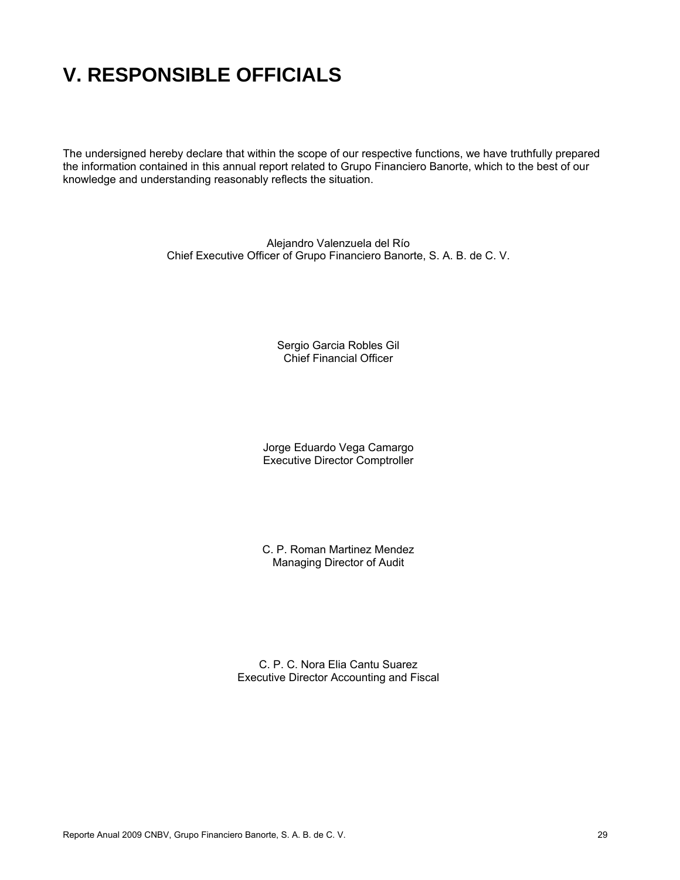# V. RESPONSIBLE OFFICIALS

The undersigned hereby declare that within the scope of our respective functions, we have truthfully prepared the information contained in this annual report related to Grupo Financiero Banorte, which to the best of our knowledge and understanding reasonably reflects the situation.

Alejandro Valenzuela del Río
Chief Executive Officer of Grupo Financiero Banorte, S. A. B. de C. V.

Sergio Garcia Robles Gil
Chief Financial Officer

Jorge Eduardo Vega Camargo
Executive Director Comptroller

C. P. Roman Martinez Mendez
Managing Director of Audit

C. P. C. Nora Elia Cantu Suarez
Executive Director Accounting and Fiscal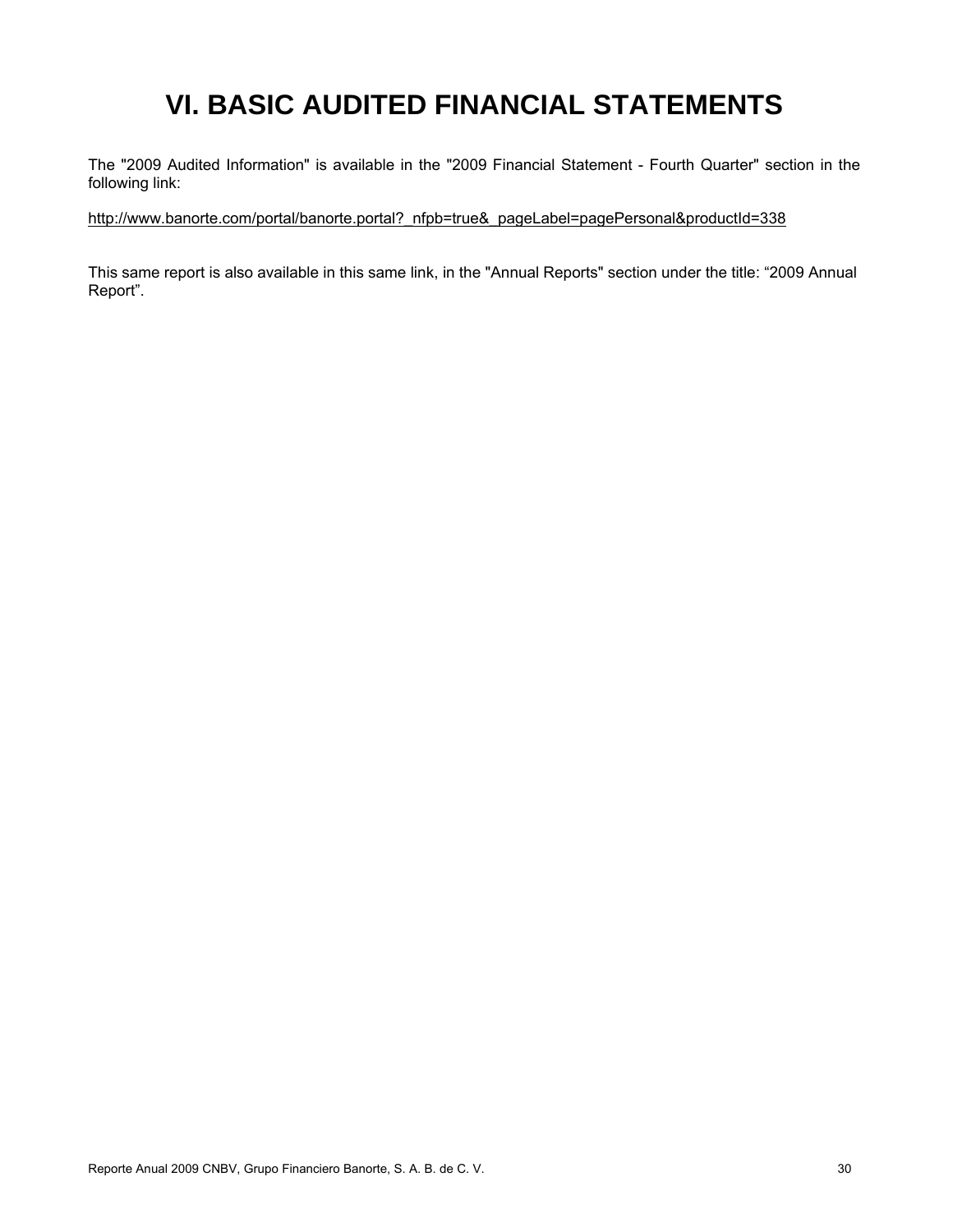# VI. BASIC AUDITED FINANCIAL STATEMENTS

The "2009 Audited Information" is available in the "2009 Financial Statement - Fourth Quarter" section in the following link:

http://www.banorte.com/portal/banorte.portal?_nfpb=true&_pageLabel=pagePersonal&productId=338

This same report is also available in this same link, in the "Annual Reports" section under the title: "2009 Annual Report".